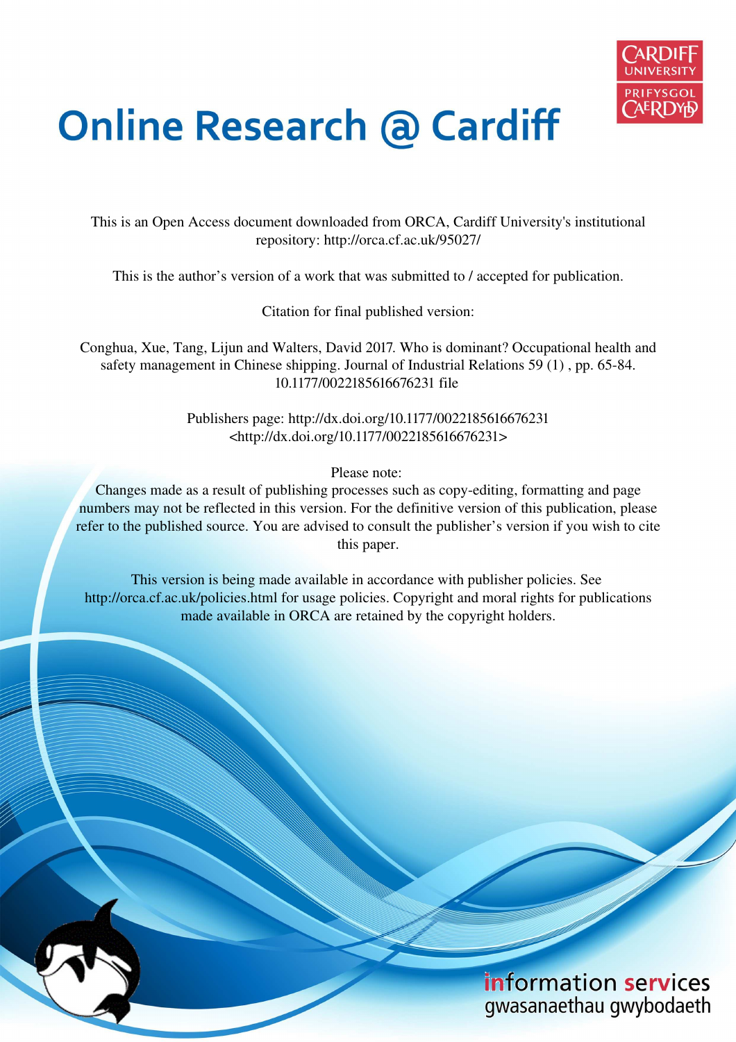# Online Research @ Cardiff

This is an Open Access document downloaded from ORCA, Cardiff University's institutional repository: http://orca.cf.ac.uk/95027/

This is the author's version of a work that was submitted to / accepted for publication.

Citation for final published version:

Conghua, Xue, Tang, Lijun and Walters, David 2017. Who is dominant? Occupational health and safety management in Chinese shipping. Journal of Industrial Relations 59 (1) , pp. 65-84. 10.1177/0022185616676231 file

Publishers page: http://dx.doi.org/10.1177/0022185616676231 <http://dx.doi.org/10.1177/0022185616676231>

Please note:
Changes made as a result of publishing processes such as copy-editing, formatting and page numbers may not be reflected in this version. For the definitive version of this publication, please refer to the published source. You are advised to consult the publisher's version if you wish to cite this paper.

This version is being made available in accordance with publisher policies. See http://orca.cf.ac.uk/policies.html for usage policies. Copyright and moral rights for publications made available in ORCA are retained by the copyright holders.

information services
gwasanaethau gwybodaeth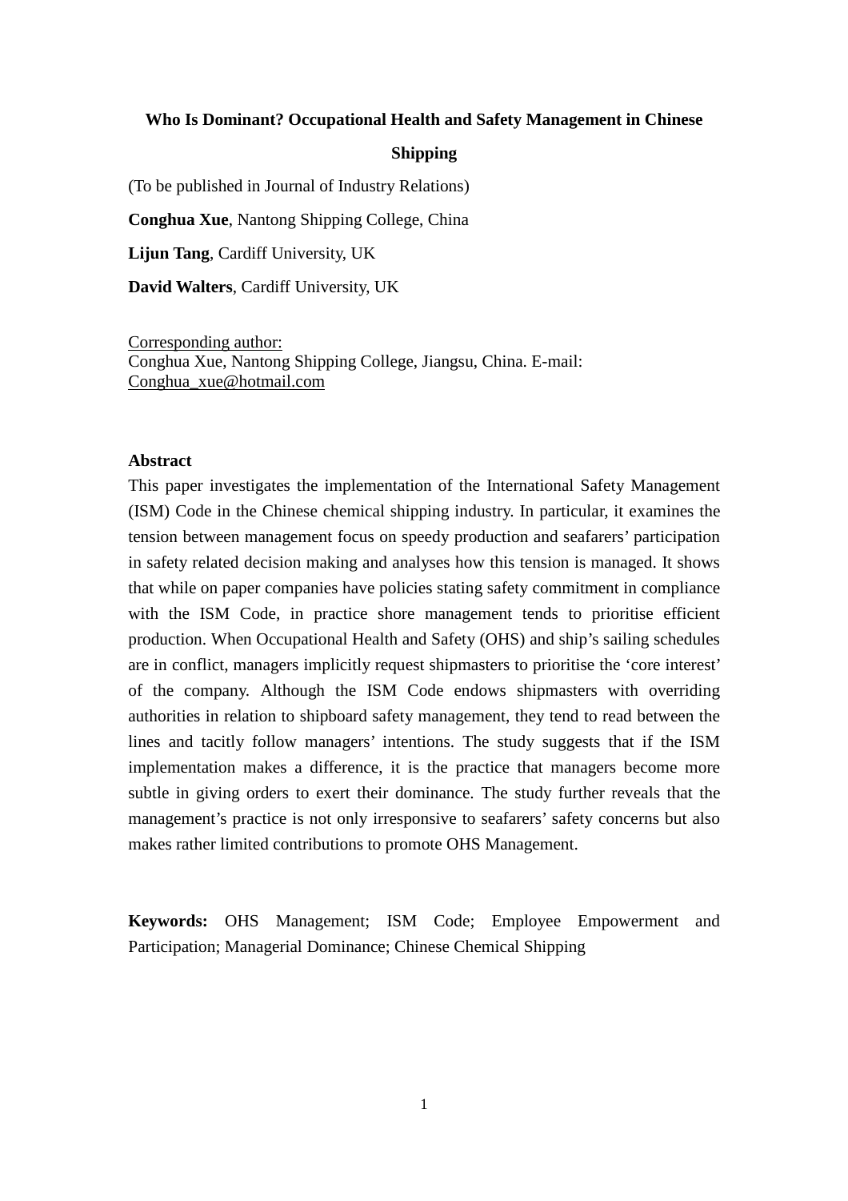**Who Is Dominant? Occupational Health and Safety Management in Chinese Shipping**

(To be published in Journal of Industry Relations)

**Conghua Xue**, Nantong Shipping College, China

**Lijun Tang**, Cardiff University, UK

**David Walters**, Cardiff University, UK

Corresponding author:
Conghua Xue, Nantong Shipping College, Jiangsu, China. E-mail: Conghua_xue@hotmail.com

**Abstract**

This paper investigates the implementation of the International Safety Management (ISM) Code in the Chinese chemical shipping industry. In particular, it examines the tension between management focus on speedy production and seafarers' participation in safety related decision making and analyses how this tension is managed. It shows that while on paper companies have policies stating safety commitment in compliance with the ISM Code, in practice shore management tends to prioritise efficient production. When Occupational Health and Safety (OHS) and ship's sailing schedules are in conflict, managers implicitly request shipmasters to prioritise the 'core interest' of the company. Although the ISM Code endows shipmasters with overriding authorities in relation to shipboard safety management, they tend to read between the lines and tacitly follow managers' intentions. The study suggests that if the ISM implementation makes a difference, it is the practice that managers become more subtle in giving orders to exert their dominance. The study further reveals that the management's practice is not only irresponsive to seafarers' safety concerns but also makes rather limited contributions to promote OHS Management.

**Keywords:** OHS Management; ISM Code; Employee Empowerment and Participation; Managerial Dominance; Chinese Chemical Shipping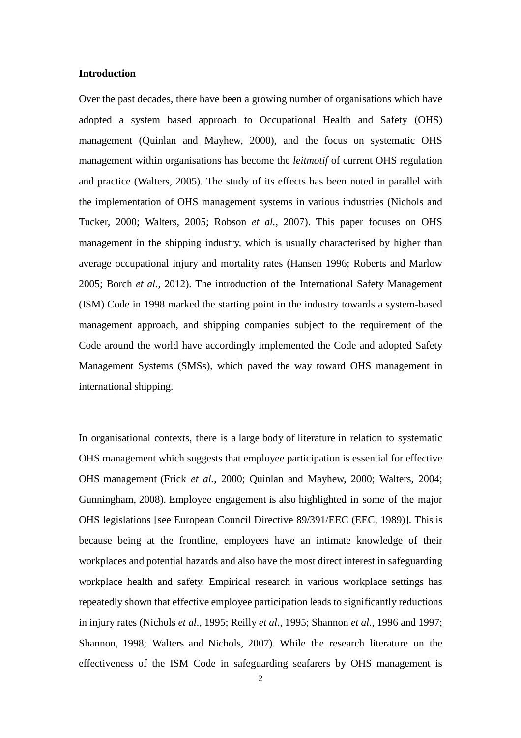## Introduction

Over the past decades, there have been a growing number of organisations which have adopted a system based approach to Occupational Health and Safety (OHS) management (Quinlan and Mayhew, 2000), and the focus on systematic OHS management within organisations has become the *leitmotif* of current OHS regulation and practice (Walters, 2005). The study of its effects has been noted in parallel with the implementation of OHS management systems in various industries (Nichols and Tucker, 2000; Walters, 2005; Robson *et al.*, 2007). This paper focuses on OHS management in the shipping industry, which is usually characterised by higher than average occupational injury and mortality rates (Hansen 1996; Roberts and Marlow 2005; Borch *et al.*, 2012). The introduction of the International Safety Management (ISM) Code in 1998 marked the starting point in the industry towards a system-based management approach, and shipping companies subject to the requirement of the Code around the world have accordingly implemented the Code and adopted Safety Management Systems (SMSs), which paved the way toward OHS management in international shipping.

In organisational contexts, there is a large body of literature in relation to systematic OHS management which suggests that employee participation is essential for effective OHS management (Frick *et al.*, 2000; Quinlan and Mayhew, 2000; Walters, 2004; Gunningham, 2008). Employee engagement is also highlighted in some of the major OHS legislations [see European Council Directive 89/391/EEC (EEC, 1989)]. This is because being at the frontline, employees have an intimate knowledge of their workplaces and potential hazards and also have the most direct interest in safeguarding workplace health and safety. Empirical research in various workplace settings has repeatedly shown that effective employee participation leads to significantly reductions in injury rates (Nichols *et al*., 1995; Reilly *et al*., 1995; Shannon *et al*., 1996 and 1997; Shannon, 1998; Walters and Nichols, 2007). While the research literature on the effectiveness of the ISM Code in safeguarding seafarers by OHS management is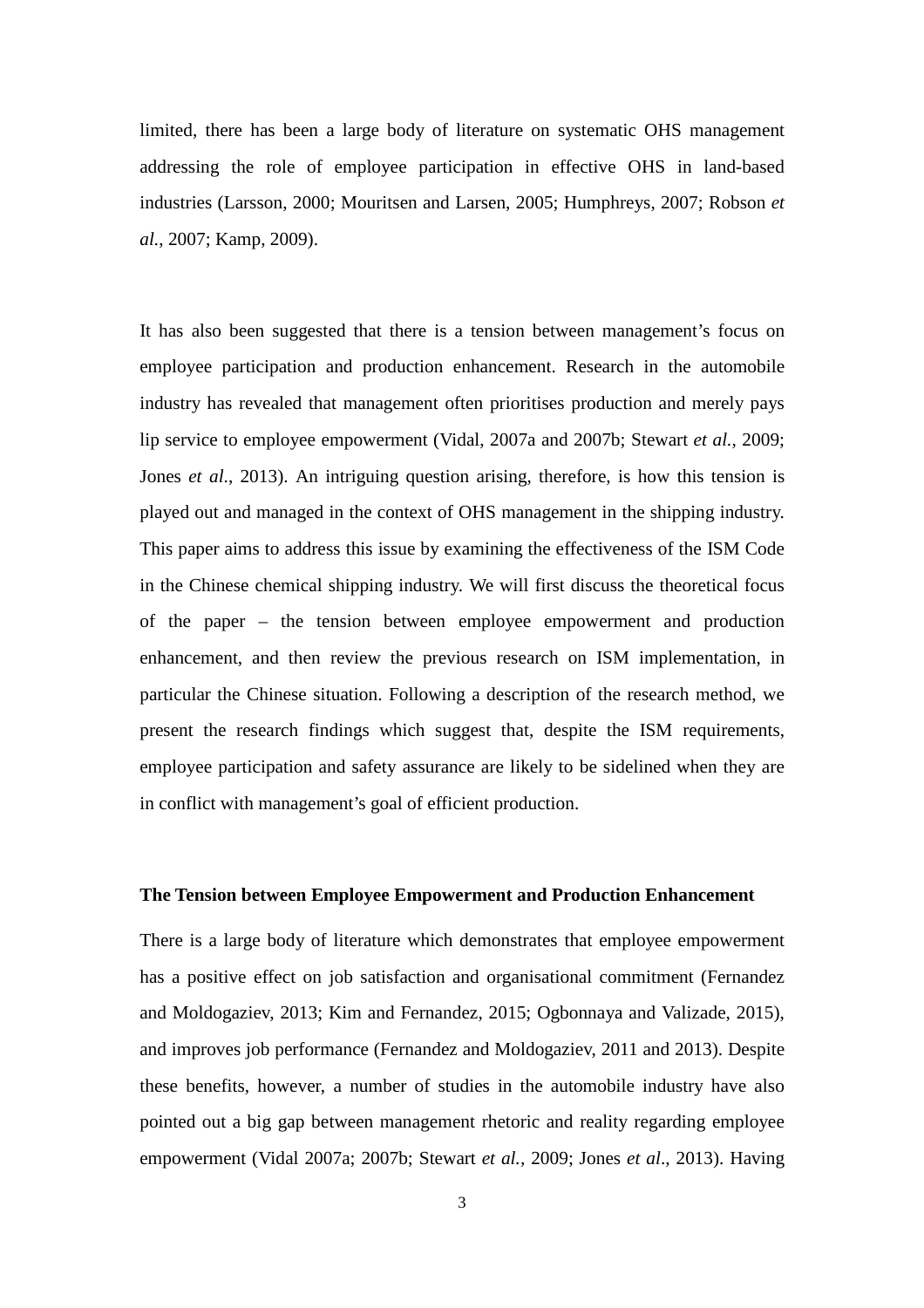limited, there has been a large body of literature on systematic OHS management addressing the role of employee participation in effective OHS in land-based industries (Larsson, 2000; Mouritsen and Larsen, 2005; Humphreys, 2007; Robson *et al.*, 2007; Kamp, 2009).

It has also been suggested that there is a tension between management's focus on employee participation and production enhancement. Research in the automobile industry has revealed that management often prioritises production and merely pays lip service to employee empowerment (Vidal, 2007a and 2007b; Stewart *et al.*, 2009; Jones *et al*., 2013). An intriguing question arising, therefore, is how this tension is played out and managed in the context of OHS management in the shipping industry. This paper aims to address this issue by examining the effectiveness of the ISM Code in the Chinese chemical shipping industry. We will first discuss the theoretical focus of the paper – the tension between employee empowerment and production enhancement, and then review the previous research on ISM implementation, in particular the Chinese situation. Following a description of the research method, we present the research findings which suggest that, despite the ISM requirements, employee participation and safety assurance are likely to be sidelined when they are in conflict with management's goal of efficient production.

## The Tension between Employee Empowerment and Production Enhancement

There is a large body of literature which demonstrates that employee empowerment has a positive effect on job satisfaction and organisational commitment (Fernandez and Moldogaziev, 2013; Kim and Fernandez, 2015; Ogbonnaya and Valizade, 2015), and improves job performance (Fernandez and Moldogaziev, 2011 and 2013). Despite these benefits, however, a number of studies in the automobile industry have also pointed out a big gap between management rhetoric and reality regarding employee empowerment (Vidal 2007a; 2007b; Stewart *et al.*, 2009; Jones *et al*., 2013). Having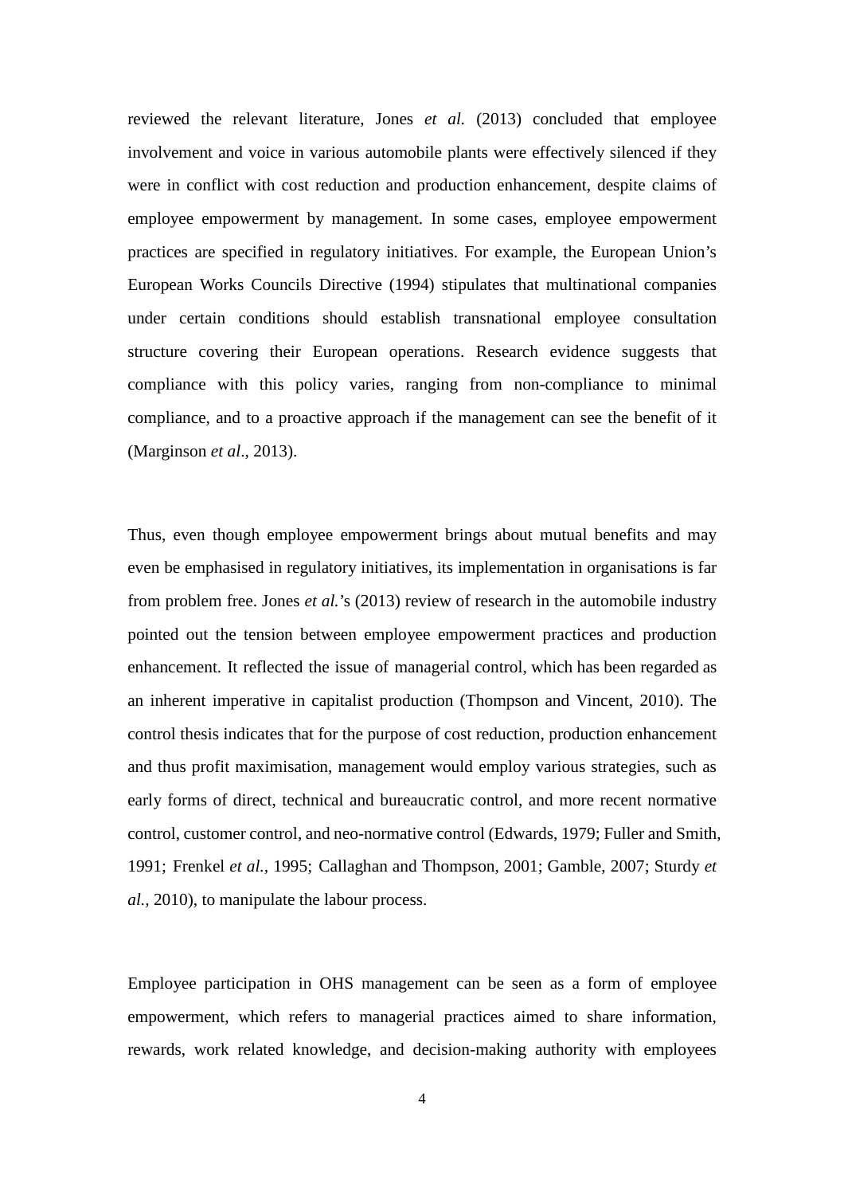reviewed the relevant literature, Jones *et al.* (2013) concluded that employee involvement and voice in various automobile plants were effectively silenced if they were in conflict with cost reduction and production enhancement, despite claims of employee empowerment by management. In some cases, employee empowerment practices are specified in regulatory initiatives. For example, the European Union's European Works Councils Directive (1994) stipulates that multinational companies under certain conditions should establish transnational employee consultation structure covering their European operations. Research evidence suggests that compliance with this policy varies, ranging from non-compliance to minimal compliance, and to a proactive approach if the management can see the benefit of it (Marginson *et al*., 2013).

Thus, even though employee empowerment brings about mutual benefits and may even be emphasised in regulatory initiatives, its implementation in organisations is far from problem free. Jones *et al.*'s (2013) review of research in the automobile industry pointed out the tension between employee empowerment practices and production enhancement. It reflected the issue of managerial control, which has been regarded as an inherent imperative in capitalist production (Thompson and Vincent, 2010). The control thesis indicates that for the purpose of cost reduction, production enhancement and thus profit maximisation, management would employ various strategies, such as early forms of direct, technical and bureaucratic control, and more recent normative control, customer control, and neo-normative control (Edwards, 1979; Fuller and Smith, 1991; Frenkel *et al.,* 1995; Callaghan and Thompson, 2001; Gamble, 2007; Sturdy *et al.,* 2010), to manipulate the labour process.

Employee participation in OHS management can be seen as a form of employee empowerment, which refers to managerial practices aimed to share information, rewards, work related knowledge, and decision-making authority with employees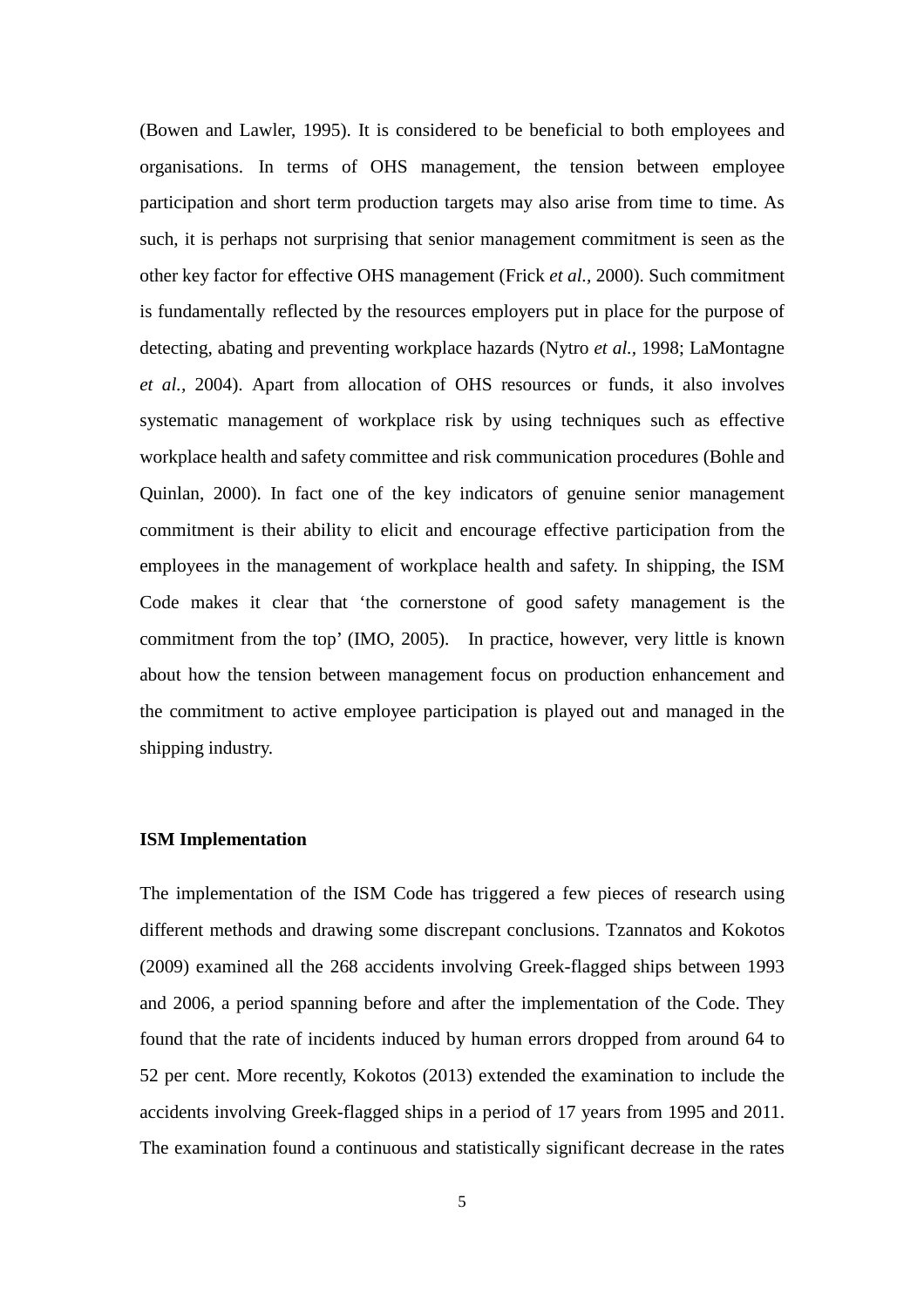(Bowen and Lawler, 1995). It is considered to be beneficial to both employees and organisations. In terms of OHS management, the tension between employee participation and short term production targets may also arise from time to time. As such, it is perhaps not surprising that senior management commitment is seen as the other key factor for effective OHS management (Frick *et al.*, 2000). Such commitment is fundamentally reflected by the resources employers put in place for the purpose of detecting, abating and preventing workplace hazards (Nytro *et al.*, 1998; LaMontagne *et al.*, 2004). Apart from allocation of OHS resources or funds, it also involves systematic management of workplace risk by using techniques such as effective workplace health and safety committee and risk communication procedures (Bohle and Quinlan, 2000). In fact one of the key indicators of genuine senior management commitment is their ability to elicit and encourage effective participation from the employees in the management of workplace health and safety. In shipping, the ISM Code makes it clear that 'the cornerstone of good safety management is the commitment from the top' (IMO, 2005). In practice, however, very little is known about how the tension between management focus on production enhancement and the commitment to active employee participation is played out and managed in the shipping industry.

**ISM Implementation**

The implementation of the ISM Code has triggered a few pieces of research using different methods and drawing some discrepant conclusions. Tzannatos and Kokotos (2009) examined all the 268 accidents involving Greek-flagged ships between 1993 and 2006, a period spanning before and after the implementation of the Code. They found that the rate of incidents induced by human errors dropped from around 64 to 52 per cent. More recently, Kokotos (2013) extended the examination to include the accidents involving Greek-flagged ships in a period of 17 years from 1995 and 2011. The examination found a continuous and statistically significant decrease in the rates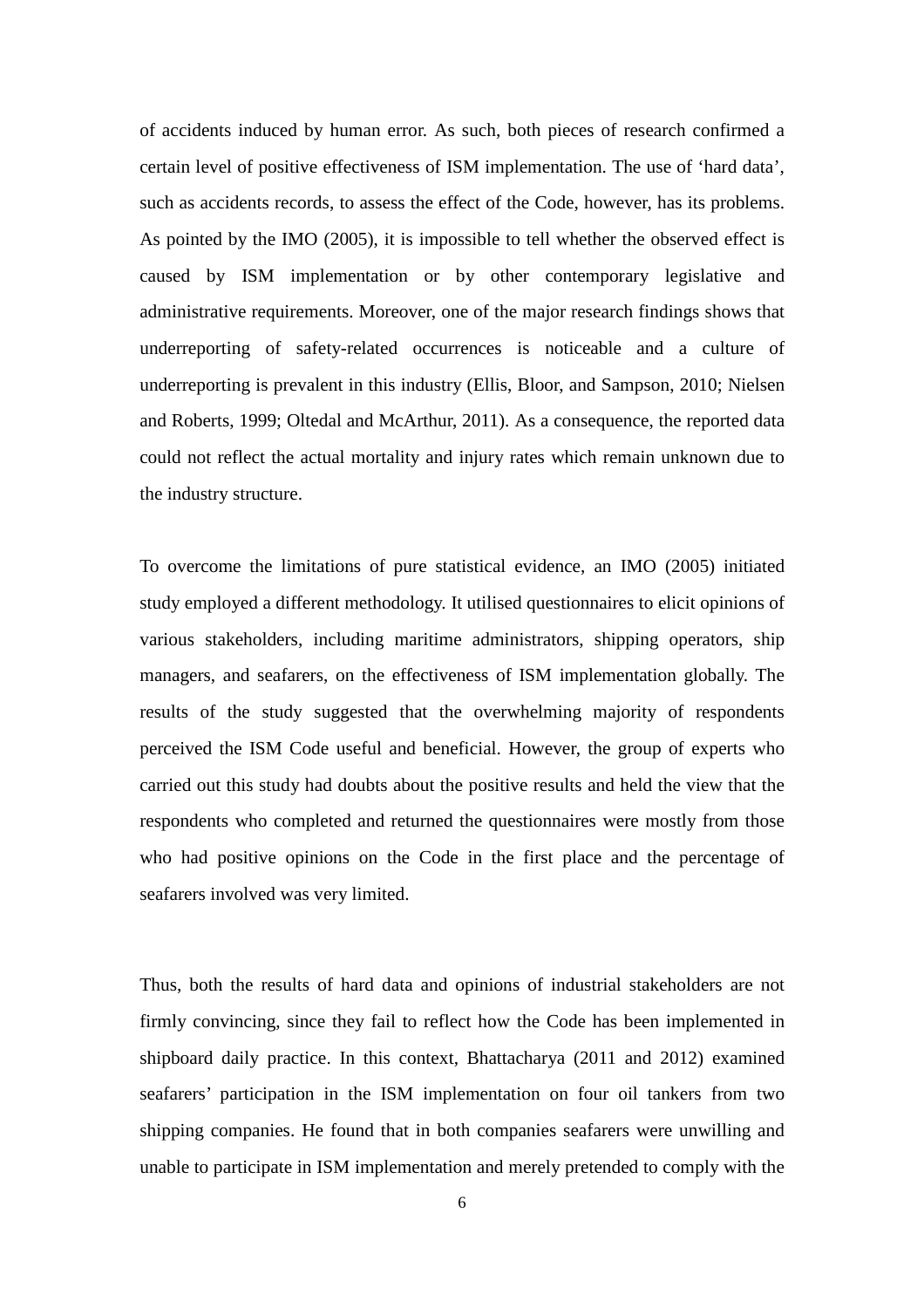of accidents induced by human error. As such, both pieces of research confirmed a certain level of positive effectiveness of ISM implementation. The use of 'hard data', such as accidents records, to assess the effect of the Code, however, has its problems. As pointed by the IMO (2005), it is impossible to tell whether the observed effect is caused by ISM implementation or by other contemporary legislative and administrative requirements. Moreover, one of the major research findings shows that underreporting of safety-related occurrences is noticeable and a culture of underreporting is prevalent in this industry (Ellis, Bloor, and Sampson, 2010; Nielsen and Roberts, 1999; Oltedal and McArthur, 2011). As a consequence, the reported data could not reflect the actual mortality and injury rates which remain unknown due to the industry structure.

To overcome the limitations of pure statistical evidence, an IMO (2005) initiated study employed a different methodology. It utilised questionnaires to elicit opinions of various stakeholders, including maritime administrators, shipping operators, ship managers, and seafarers, on the effectiveness of ISM implementation globally. The results of the study suggested that the overwhelming majority of respondents perceived the ISM Code useful and beneficial. However, the group of experts who carried out this study had doubts about the positive results and held the view that the respondents who completed and returned the questionnaires were mostly from those who had positive opinions on the Code in the first place and the percentage of seafarers involved was very limited.

Thus, both the results of hard data and opinions of industrial stakeholders are not firmly convincing, since they fail to reflect how the Code has been implemented in shipboard daily practice. In this context, Bhattacharya (2011 and 2012) examined seafarers' participation in the ISM implementation on four oil tankers from two shipping companies. He found that in both companies seafarers were unwilling and unable to participate in ISM implementation and merely pretended to comply with the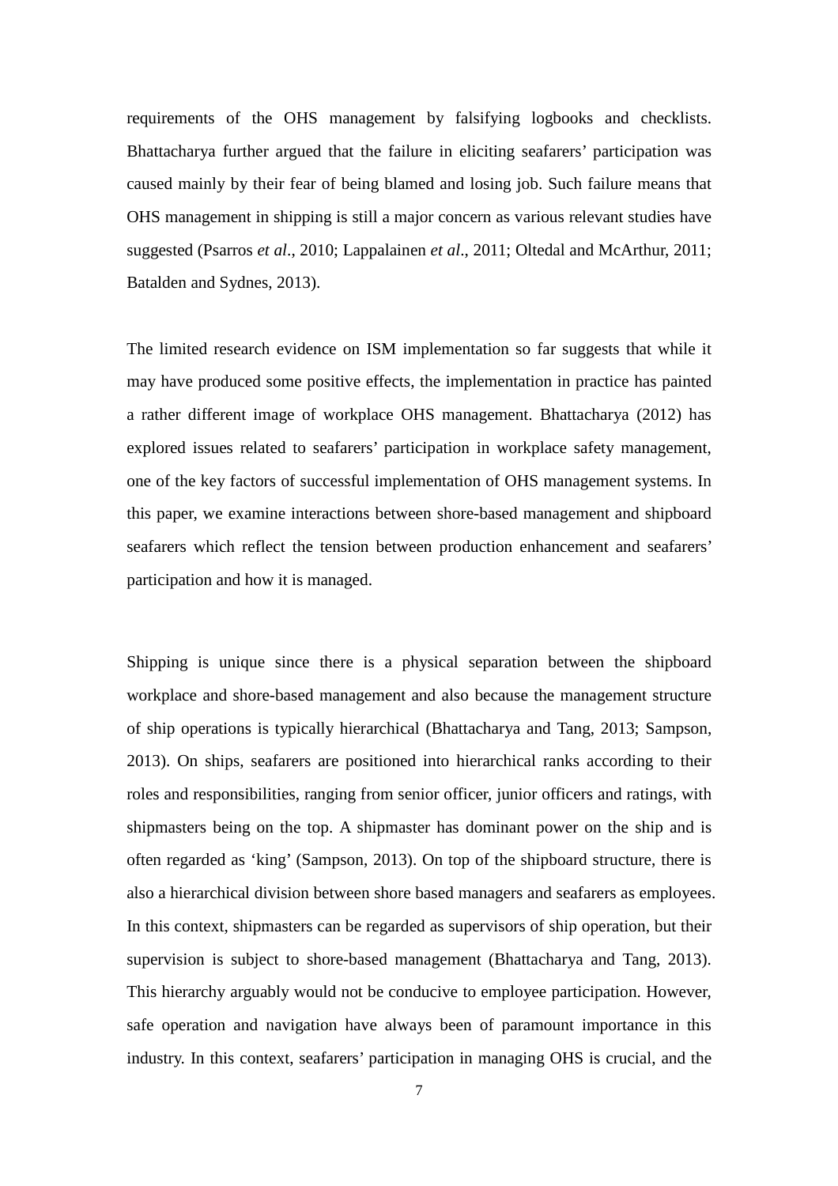requirements of the OHS management by falsifying logbooks and checklists. Bhattacharya further argued that the failure in eliciting seafarers' participation was caused mainly by their fear of being blamed and losing job. Such failure means that OHS management in shipping is still a major concern as various relevant studies have suggested (Psarros *et al*., 2010; Lappalainen *et al*., 2011; Oltedal and McArthur, 2011; Batalden and Sydnes, 2013).

The limited research evidence on ISM implementation so far suggests that while it may have produced some positive effects, the implementation in practice has painted a rather different image of workplace OHS management. Bhattacharya (2012) has explored issues related to seafarers' participation in workplace safety management, one of the key factors of successful implementation of OHS management systems. In this paper, we examine interactions between shore-based management and shipboard seafarers which reflect the tension between production enhancement and seafarers' participation and how it is managed.

Shipping is unique since there is a physical separation between the shipboard workplace and shore-based management and also because the management structure of ship operations is typically hierarchical (Bhattacharya and Tang, 2013; Sampson, 2013). On ships, seafarers are positioned into hierarchical ranks according to their roles and responsibilities, ranging from senior officer, junior officers and ratings, with shipmasters being on the top. A shipmaster has dominant power on the ship and is often regarded as 'king' (Sampson, 2013). On top of the shipboard structure, there is also a hierarchical division between shore based managers and seafarers as employees. In this context, shipmasters can be regarded as supervisors of ship operation, but their supervision is subject to shore-based management (Bhattacharya and Tang, 2013). This hierarchy arguably would not be conducive to employee participation. However, safe operation and navigation have always been of paramount importance in this industry. In this context, seafarers' participation in managing OHS is crucial, and the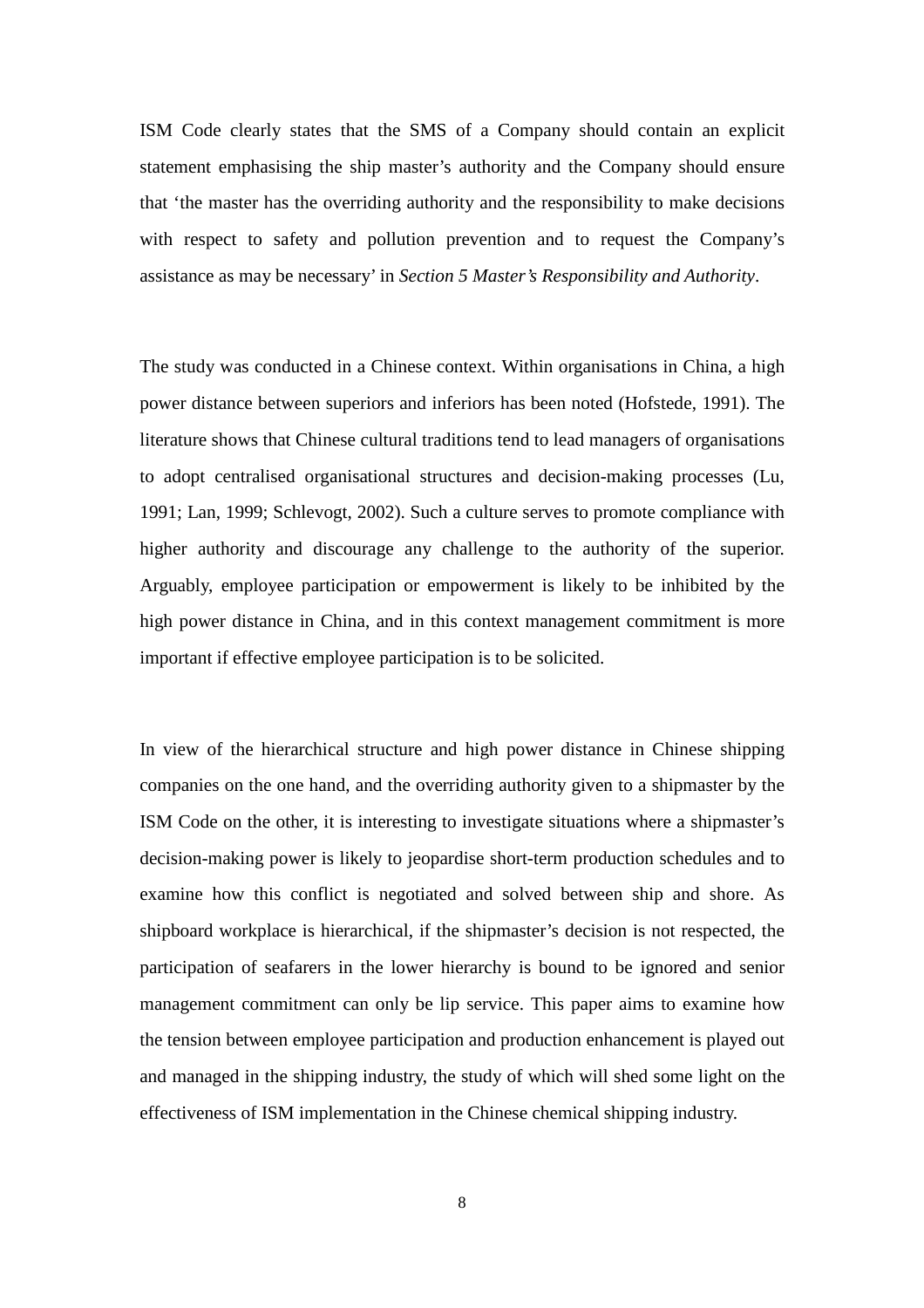ISM Code clearly states that the SMS of a Company should contain an explicit statement emphasising the ship master's authority and the Company should ensure that 'the master has the overriding authority and the responsibility to make decisions with respect to safety and pollution prevention and to request the Company's assistance as may be necessary' in *Section 5 Master's Responsibility and Authority*.

The study was conducted in a Chinese context. Within organisations in China, a high power distance between superiors and inferiors has been noted (Hofstede, 1991). The literature shows that Chinese cultural traditions tend to lead managers of organisations to adopt centralised organisational structures and decision-making processes (Lu, 1991; Lan, 1999; Schlevogt, 2002). Such a culture serves to promote compliance with higher authority and discourage any challenge to the authority of the superior. Arguably, employee participation or empowerment is likely to be inhibited by the high power distance in China, and in this context management commitment is more important if effective employee participation is to be solicited.

In view of the hierarchical structure and high power distance in Chinese shipping companies on the one hand, and the overriding authority given to a shipmaster by the ISM Code on the other, it is interesting to investigate situations where a shipmaster's decision-making power is likely to jeopardise short-term production schedules and to examine how this conflict is negotiated and solved between ship and shore. As shipboard workplace is hierarchical, if the shipmaster's decision is not respected, the participation of seafarers in the lower hierarchy is bound to be ignored and senior management commitment can only be lip service. This paper aims to examine how the tension between employee participation and production enhancement is played out and managed in the shipping industry, the study of which will shed some light on the effectiveness of ISM implementation in the Chinese chemical shipping industry.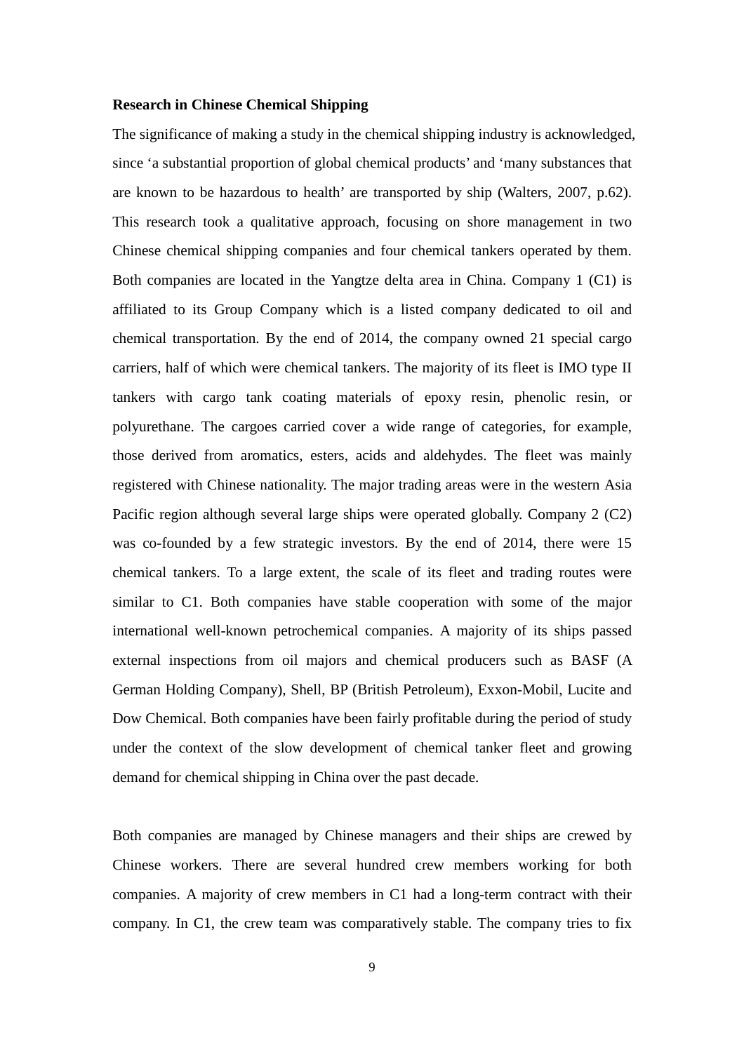**Research in Chinese Chemical Shipping**

The significance of making a study in the chemical shipping industry is acknowledged, since 'a substantial proportion of global chemical products' and 'many substances that are known to be hazardous to health' are transported by ship (Walters, 2007, p.62). This research took a qualitative approach, focusing on shore management in two Chinese chemical shipping companies and four chemical tankers operated by them. Both companies are located in the Yangtze delta area in China. Company 1 (C1) is affiliated to its Group Company which is a listed company dedicated to oil and chemical transportation. By the end of 2014, the company owned 21 special cargo carriers, half of which were chemical tankers. The majority of its fleet is IMO type II tankers with cargo tank coating materials of epoxy resin, phenolic resin, or polyurethane. The cargoes carried cover a wide range of categories, for example, those derived from aromatics, esters, acids and aldehydes. The fleet was mainly registered with Chinese nationality. The major trading areas were in the western Asia Pacific region although several large ships were operated globally. Company 2 (C2) was co-founded by a few strategic investors. By the end of 2014, there were 15 chemical tankers. To a large extent, the scale of its fleet and trading routes were similar to C1. Both companies have stable cooperation with some of the major international well-known petrochemical companies. A majority of its ships passed external inspections from oil majors and chemical producers such as BASF (A German Holding Company), Shell, BP (British Petroleum), Exxon-Mobil, Lucite and Dow Chemical. Both companies have been fairly profitable during the period of study under the context of the slow development of chemical tanker fleet and growing demand for chemical shipping in China over the past decade.

Both companies are managed by Chinese managers and their ships are crewed by Chinese workers. There are several hundred crew members working for both companies. A majority of crew members in C1 had a long-term contract with their company. In C1, the crew team was comparatively stable. The company tries to fix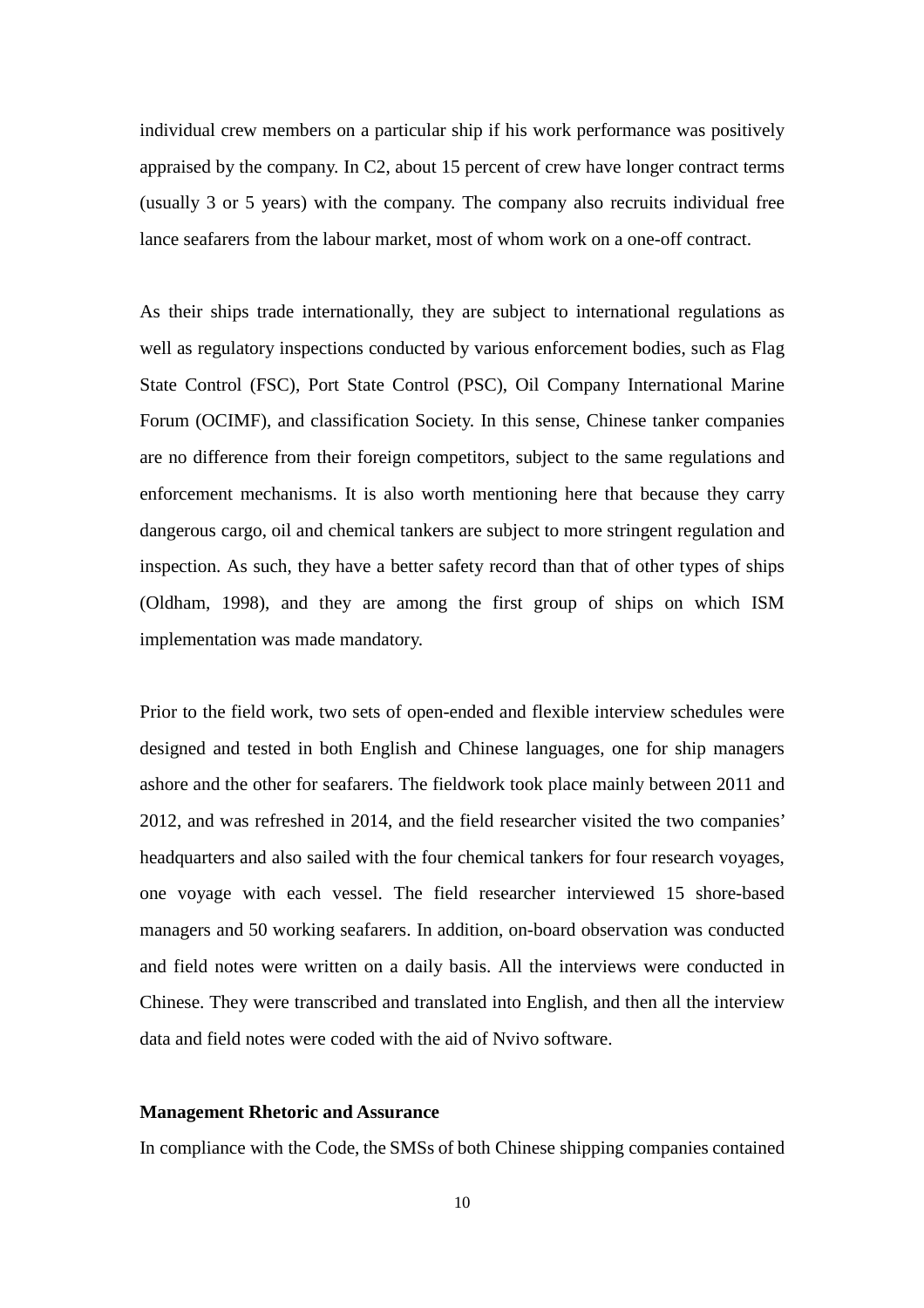individual crew members on a particular ship if his work performance was positively appraised by the company. In C2, about 15 percent of crew have longer contract terms (usually 3 or 5 years) with the company. The company also recruits individual free lance seafarers from the labour market, most of whom work on a one-off contract.

As their ships trade internationally, they are subject to international regulations as well as regulatory inspections conducted by various enforcement bodies, such as Flag State Control (FSC), Port State Control (PSC), Oil Company International Marine Forum (OCIMF), and classification Society. In this sense, Chinese tanker companies are no difference from their foreign competitors, subject to the same regulations and enforcement mechanisms. It is also worth mentioning here that because they carry dangerous cargo, oil and chemical tankers are subject to more stringent regulation and inspection. As such, they have a better safety record than that of other types of ships (Oldham, 1998), and they are among the first group of ships on which ISM implementation was made mandatory.

Prior to the field work, two sets of open-ended and flexible interview schedules were designed and tested in both English and Chinese languages, one for ship managers ashore and the other for seafarers. The fieldwork took place mainly between 2011 and 2012, and was refreshed in 2014, and the field researcher visited the two companies' headquarters and also sailed with the four chemical tankers for four research voyages, one voyage with each vessel. The field researcher interviewed 15 shore-based managers and 50 working seafarers. In addition, on-board observation was conducted and field notes were written on a daily basis. All the interviews were conducted in Chinese. They were transcribed and translated into English, and then all the interview data and field notes were coded with the aid of Nvivo software.

**Management Rhetoric and Assurance**

In compliance with the Code, the SMSs of both Chinese shipping companies contained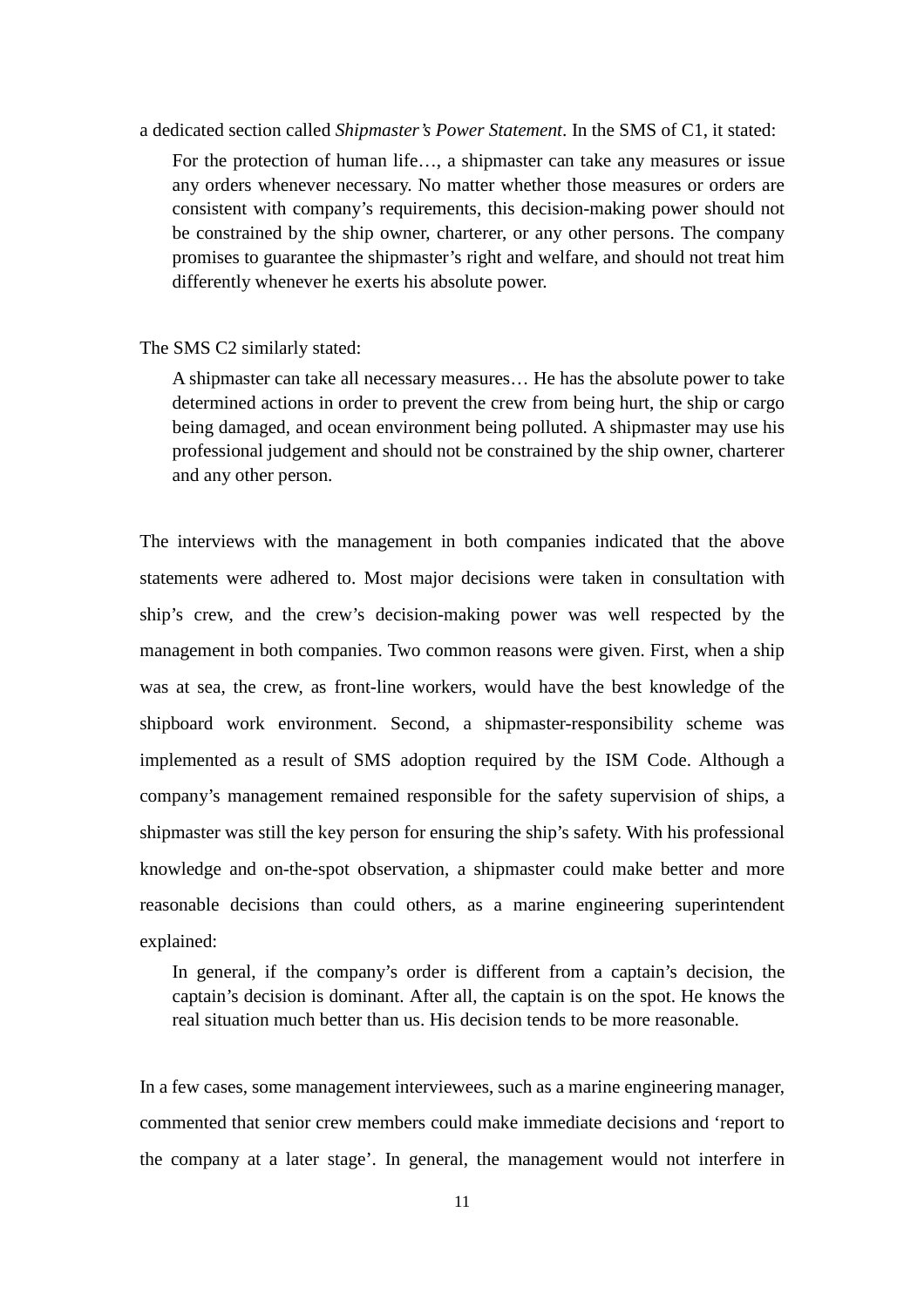a dedicated section called *Shipmaster's Power Statement*. In the SMS of C1, it stated:

> For the protection of human life…, a shipmaster can take any measures or issue any orders whenever necessary. No matter whether those measures or orders are consistent with company's requirements, this decision-making power should not be constrained by the ship owner, charterer, or any other persons. The company promises to guarantee the shipmaster's right and welfare, and should not treat him differently whenever he exerts his absolute power.

The SMS C2 similarly stated:

> A shipmaster can take all necessary measures… He has the absolute power to take determined actions in order to prevent the crew from being hurt, the ship or cargo being damaged, and ocean environment being polluted. A shipmaster may use his professional judgement and should not be constrained by the ship owner, charterer and any other person.

The interviews with the management in both companies indicated that the above statements were adhered to. Most major decisions were taken in consultation with ship's crew, and the crew's decision-making power was well respected by the management in both companies. Two common reasons were given. First, when a ship was at sea, the crew, as front-line workers, would have the best knowledge of the shipboard work environment. Second, a shipmaster-responsibility scheme was implemented as a result of SMS adoption required by the ISM Code. Although a company's management remained responsible for the safety supervision of ships, a shipmaster was still the key person for ensuring the ship's safety. With his professional knowledge and on-the-spot observation, a shipmaster could make better and more reasonable decisions than could others, as a marine engineering superintendent explained:

> In general, if the company's order is different from a captain's decision, the captain's decision is dominant. After all, the captain is on the spot. He knows the real situation much better than us. His decision tends to be more reasonable.

In a few cases, some management interviewees, such as a marine engineering manager, commented that senior crew members could make immediate decisions and 'report to the company at a later stage'. In general, the management would not interfere in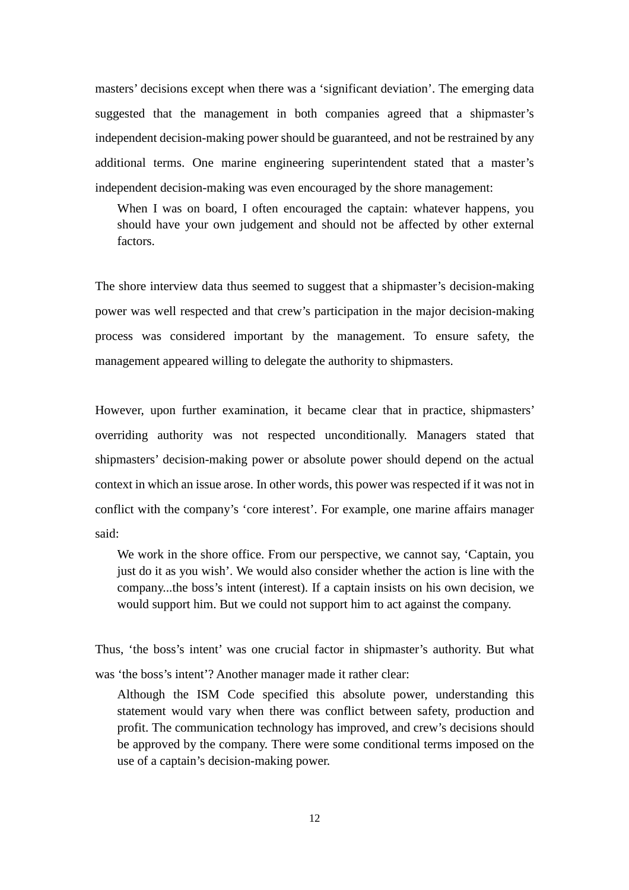masters' decisions except when there was a 'significant deviation'. The emerging data suggested that the management in both companies agreed that a shipmaster's independent decision-making power should be guaranteed, and not be restrained by any additional terms. One marine engineering superintendent stated that a master's independent decision-making was even encouraged by the shore management:

> When I was on board, I often encouraged the captain: whatever happens, you should have your own judgement and should not be affected by other external factors.

The shore interview data thus seemed to suggest that a shipmaster's decision-making power was well respected and that crew's participation in the major decision-making process was considered important by the management. To ensure safety, the management appeared willing to delegate the authority to shipmasters.

However, upon further examination, it became clear that in practice, shipmasters' overriding authority was not respected unconditionally. Managers stated that shipmasters' decision-making power or absolute power should depend on the actual context in which an issue arose. In other words, this power was respected if it was not in conflict with the company's 'core interest'. For example, one marine affairs manager said:

> We work in the shore office. From our perspective, we cannot say, 'Captain, you just do it as you wish'. We would also consider whether the action is line with the company...the boss's intent (interest). If a captain insists on his own decision, we would support him. But we could not support him to act against the company.

Thus, 'the boss's intent' was one crucial factor in shipmaster's authority. But what was 'the boss's intent'? Another manager made it rather clear:

> Although the ISM Code specified this absolute power, understanding this statement would vary when there was conflict between safety, production and profit. The communication technology has improved, and crew's decisions should be approved by the company. There were some conditional terms imposed on the use of a captain's decision-making power.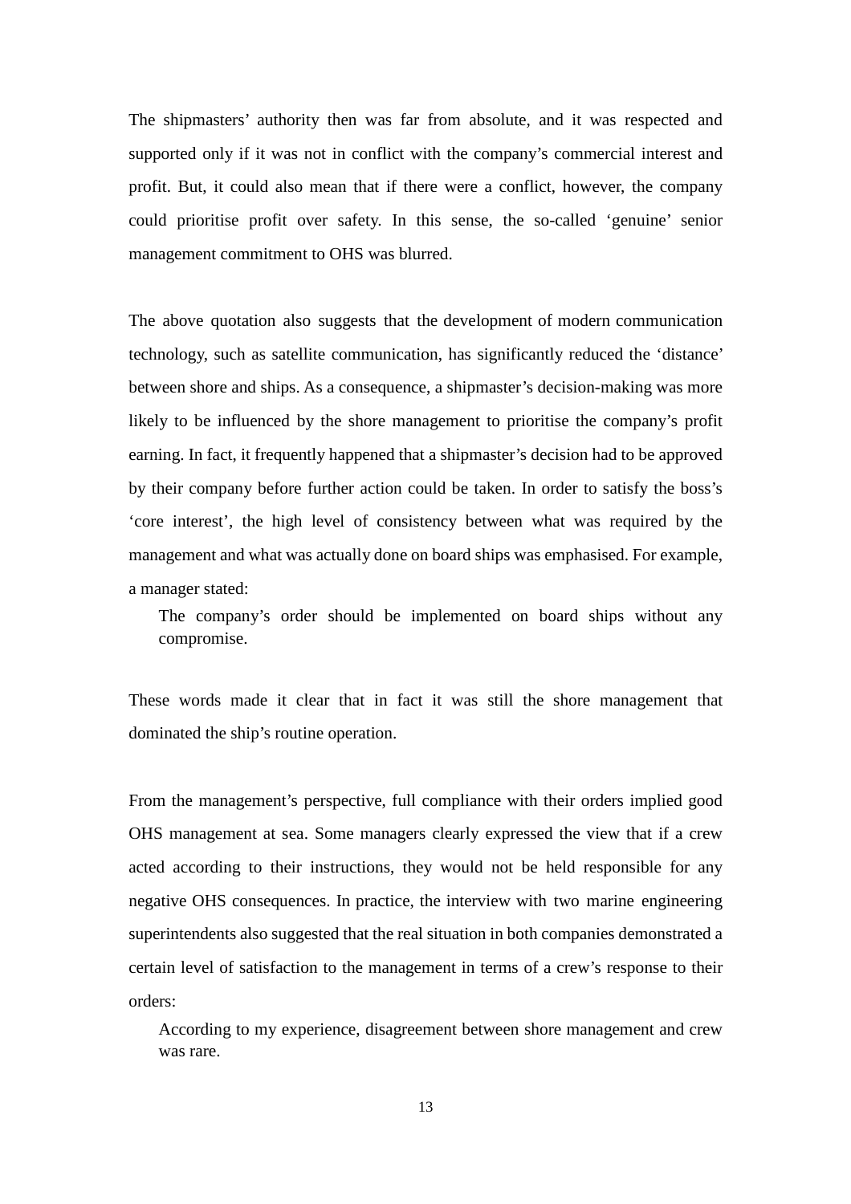The shipmasters' authority then was far from absolute, and it was respected and supported only if it was not in conflict with the company's commercial interest and profit. But, it could also mean that if there were a conflict, however, the company could prioritise profit over safety. In this sense, the so-called 'genuine' senior management commitment to OHS was blurred.

The above quotation also suggests that the development of modern communication technology, such as satellite communication, has significantly reduced the 'distance' between shore and ships. As a consequence, a shipmaster's decision-making was more likely to be influenced by the shore management to prioritise the company's profit earning. In fact, it frequently happened that a shipmaster's decision had to be approved by their company before further action could be taken. In order to satisfy the boss's 'core interest', the high level of consistency between what was required by the management and what was actually done on board ships was emphasised. For example, a manager stated:

> The company's order should be implemented on board ships without any compromise.

These words made it clear that in fact it was still the shore management that dominated the ship's routine operation.

From the management's perspective, full compliance with their orders implied good OHS management at sea. Some managers clearly expressed the view that if a crew acted according to their instructions, they would not be held responsible for any negative OHS consequences. In practice, the interview with two marine engineering superintendents also suggested that the real situation in both companies demonstrated a certain level of satisfaction to the management in terms of a crew's response to their orders:

> According to my experience, disagreement between shore management and crew was rare.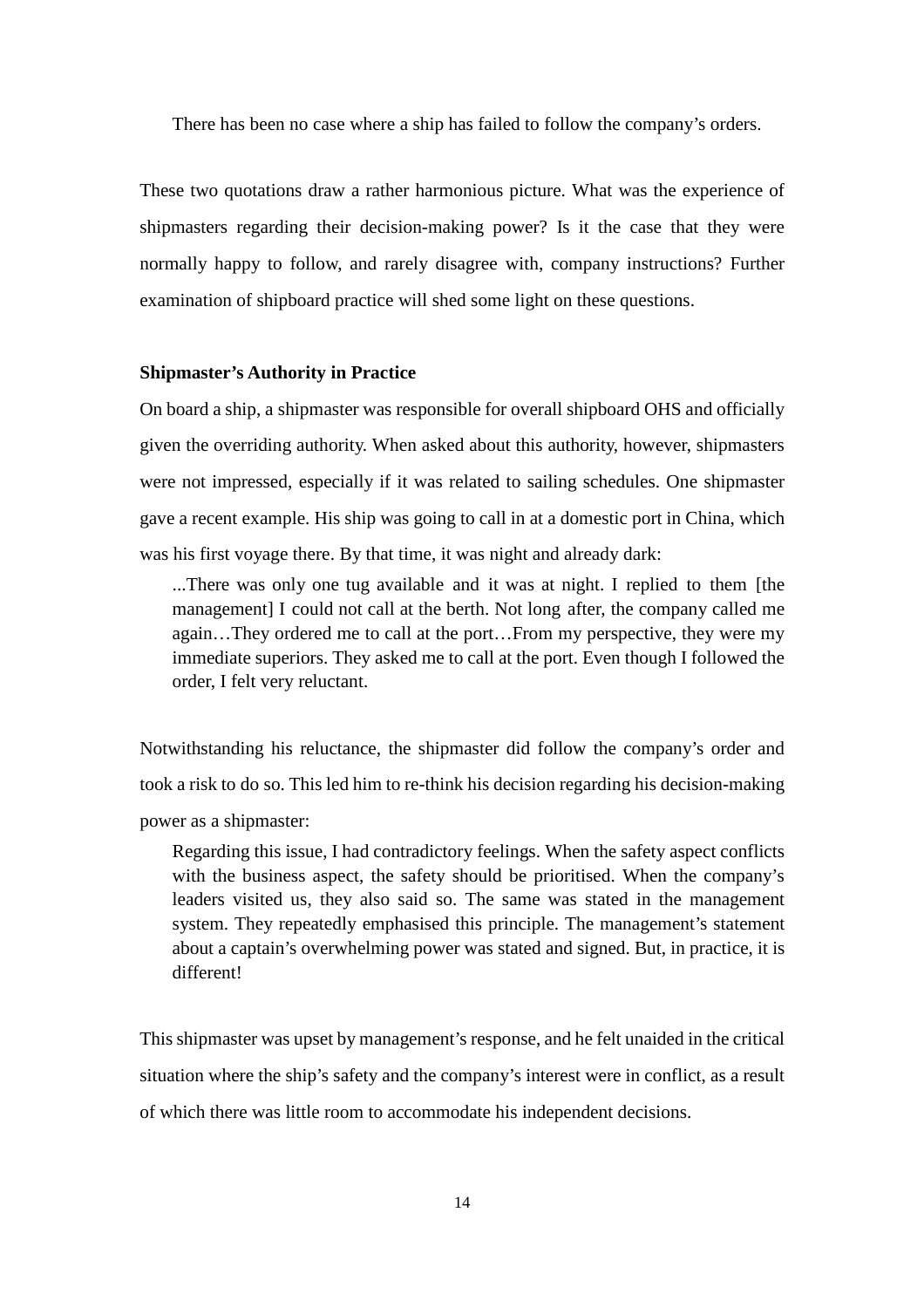> There has been no case where a ship has failed to follow the company's orders.

These two quotations draw a rather harmonious picture. What was the experience of shipmasters regarding their decision-making power? Is it the case that they were normally happy to follow, and rarely disagree with, company instructions? Further examination of shipboard practice will shed some light on these questions.

**Shipmaster's Authority in Practice**

On board a ship, a shipmaster was responsible for overall shipboard OHS and officially given the overriding authority. When asked about this authority, however, shipmasters were not impressed, especially if it was related to sailing schedules. One shipmaster gave a recent example. His ship was going to call in at a domestic port in China, which was his first voyage there. By that time, it was night and already dark:

> ...There was only one tug available and it was at night. I replied to them [the management] I could not call at the berth. Not long after, the company called me again…They ordered me to call at the port…From my perspective, they were my immediate superiors. They asked me to call at the port. Even though I followed the order, I felt very reluctant.

Notwithstanding his reluctance, the shipmaster did follow the company's order and took a risk to do so. This led him to re-think his decision regarding his decision-making power as a shipmaster:

> Regarding this issue, I had contradictory feelings. When the safety aspect conflicts with the business aspect, the safety should be prioritised. When the company's leaders visited us, they also said so. The same was stated in the management system. They repeatedly emphasised this principle. The management's statement about a captain's overwhelming power was stated and signed. But, in practice, it is different!

This shipmaster was upset by management's response, and he felt unaided in the critical situation where the ship's safety and the company's interest were in conflict, as a result of which there was little room to accommodate his independent decisions.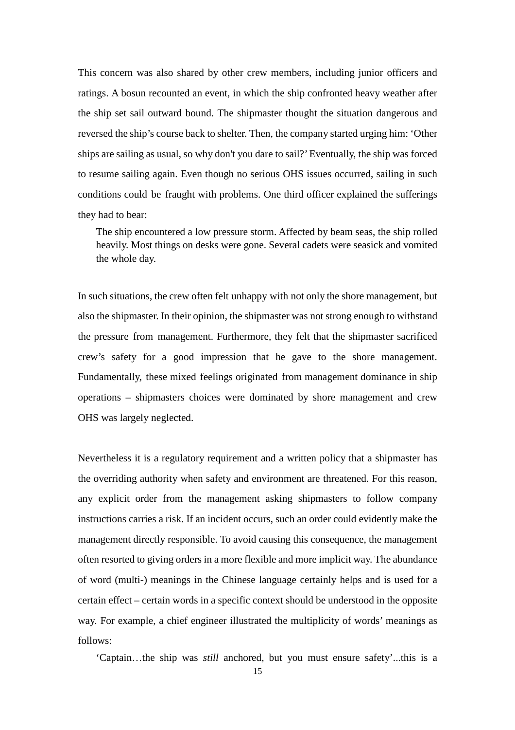This concern was also shared by other crew members, including junior officers and ratings. A bosun recounted an event, in which the ship confronted heavy weather after the ship set sail outward bound. The shipmaster thought the situation dangerous and reversed the ship's course back to shelter. Then, the company started urging him: 'Other ships are sailing as usual, so why don't you dare to sail?' Eventually, the ship was forced to resume sailing again. Even though no serious OHS issues occurred, sailing in such conditions could be fraught with problems. One third officer explained the sufferings they had to bear:

> The ship encountered a low pressure storm. Affected by beam seas, the ship rolled heavily. Most things on desks were gone. Several cadets were seasick and vomited the whole day.

In such situations, the crew often felt unhappy with not only the shore management, but also the shipmaster. In their opinion, the shipmaster was not strong enough to withstand the pressure from management. Furthermore, they felt that the shipmaster sacrificed crew's safety for a good impression that he gave to the shore management. Fundamentally, these mixed feelings originated from management dominance in ship operations – shipmasters choices were dominated by shore management and crew OHS was largely neglected.

Nevertheless it is a regulatory requirement and a written policy that a shipmaster has the overriding authority when safety and environment are threatened. For this reason, any explicit order from the management asking shipmasters to follow company instructions carries a risk. If an incident occurs, such an order could evidently make the management directly responsible. To avoid causing this consequence, the management often resorted to giving orders in a more flexible and more implicit way. The abundance of word (multi-) meanings in the Chinese language certainly helps and is used for a certain effect – certain words in a specific context should be understood in the opposite way. For example, a chief engineer illustrated the multiplicity of words' meanings as follows:

> 'Captain…the ship was *still* anchored, but you must ensure safety'...this is a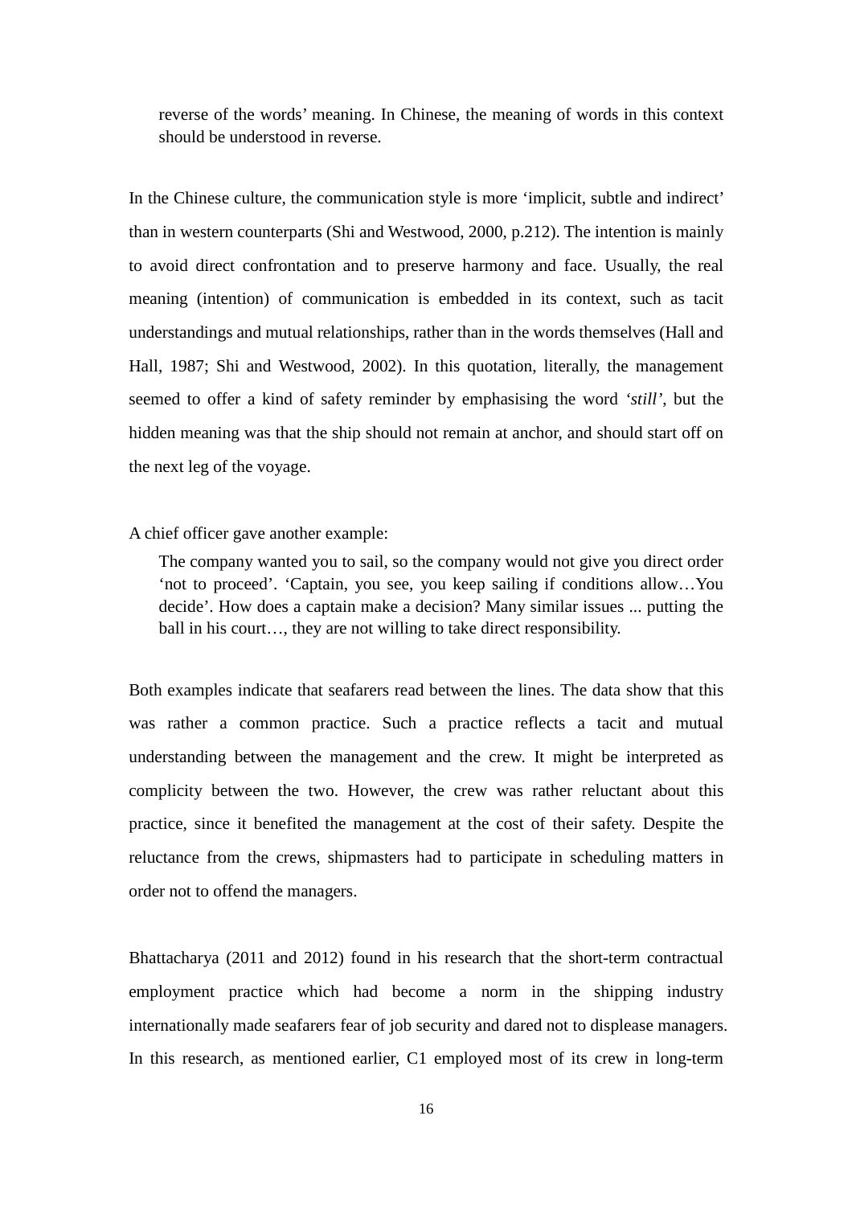> reverse of the words' meaning. In Chinese, the meaning of words in this context should be understood in reverse.

In the Chinese culture, the communication style is more 'implicit, subtle and indirect' than in western counterparts (Shi and Westwood, 2000, p.212). The intention is mainly to avoid direct confrontation and to preserve harmony and face. Usually, the real meaning (intention) of communication is embedded in its context, such as tacit understandings and mutual relationships, rather than in the words themselves (Hall and Hall, 1987; Shi and Westwood, 2002). In this quotation, literally, the management seemed to offer a kind of safety reminder by emphasising the word *'still'*, but the hidden meaning was that the ship should not remain at anchor, and should start off on the next leg of the voyage.

A chief officer gave another example:

> The company wanted you to sail, so the company would not give you direct order 'not to proceed'. 'Captain, you see, you keep sailing if conditions allow…You decide'. How does a captain make a decision? Many similar issues ... putting the ball in his court…, they are not willing to take direct responsibility.

Both examples indicate that seafarers read between the lines. The data show that this was rather a common practice. Such a practice reflects a tacit and mutual understanding between the management and the crew. It might be interpreted as complicity between the two. However, the crew was rather reluctant about this practice, since it benefited the management at the cost of their safety. Despite the reluctance from the crews, shipmasters had to participate in scheduling matters in order not to offend the managers.

Bhattacharya (2011 and 2012) found in his research that the short-term contractual employment practice which had become a norm in the shipping industry internationally made seafarers fear of job security and dared not to displease managers. In this research, as mentioned earlier, C1 employed most of its crew in long-term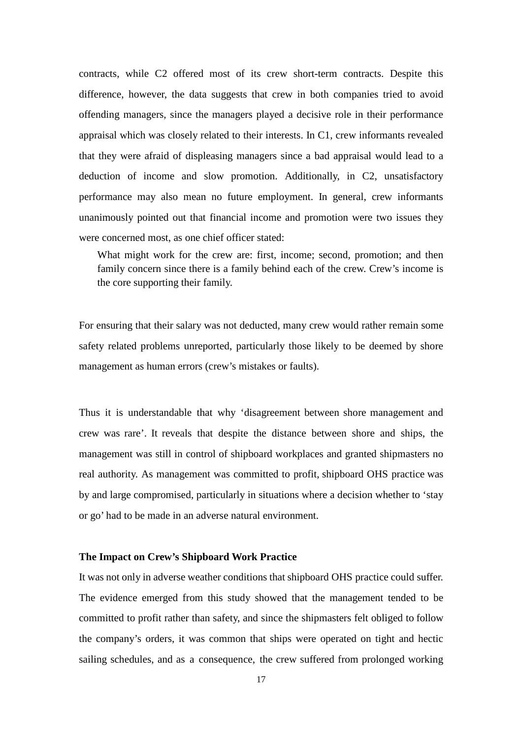contracts, while C2 offered most of its crew short-term contracts. Despite this difference, however, the data suggests that crew in both companies tried to avoid offending managers, since the managers played a decisive role in their performance appraisal which was closely related to their interests. In C1, crew informants revealed that they were afraid of displeasing managers since a bad appraisal would lead to a deduction of income and slow promotion. Additionally, in C2, unsatisfactory performance may also mean no future employment. In general, crew informants unanimously pointed out that financial income and promotion were two issues they were concerned most, as one chief officer stated:

> What might work for the crew are: first, income; second, promotion; and then family concern since there is a family behind each of the crew. Crew's income is the core supporting their family.

For ensuring that their salary was not deducted, many crew would rather remain some safety related problems unreported, particularly those likely to be deemed by shore management as human errors (crew's mistakes or faults).

Thus it is understandable that why 'disagreement between shore management and crew was rare'. It reveals that despite the distance between shore and ships, the management was still in control of shipboard workplaces and granted shipmasters no real authority. As management was committed to profit, shipboard OHS practice was by and large compromised, particularly in situations where a decision whether to 'stay or go' had to be made in an adverse natural environment.

### The Impact on Crew's Shipboard Work Practice

It was not only in adverse weather conditions that shipboard OHS practice could suffer. The evidence emerged from this study showed that the management tended to be committed to profit rather than safety, and since the shipmasters felt obliged to follow the company's orders, it was common that ships were operated on tight and hectic sailing schedules, and as a consequence, the crew suffered from prolonged working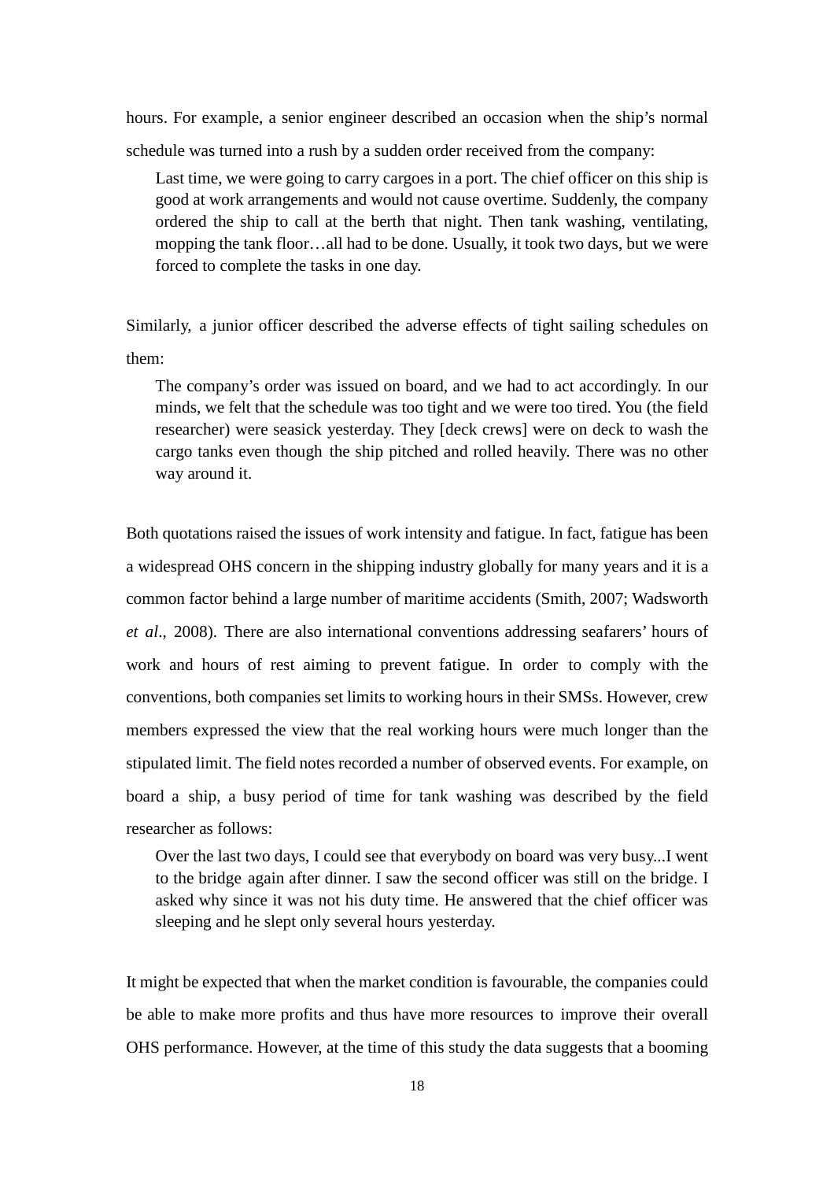hours. For example, a senior engineer described an occasion when the ship's normal schedule was turned into a rush by a sudden order received from the company:

> Last time, we were going to carry cargoes in a port. The chief officer on this ship is good at work arrangements and would not cause overtime. Suddenly, the company ordered the ship to call at the berth that night. Then tank washing, ventilating, mopping the tank floor…all had to be done. Usually, it took two days, but we were forced to complete the tasks in one day.

Similarly, a junior officer described the adverse effects of tight sailing schedules on them:

> The company's order was issued on board, and we had to act accordingly. In our minds, we felt that the schedule was too tight and we were too tired. You (the field researcher) were seasick yesterday. They [deck crews] were on deck to wash the cargo tanks even though the ship pitched and rolled heavily. There was no other way around it.

Both quotations raised the issues of work intensity and fatigue. In fact, fatigue has been a widespread OHS concern in the shipping industry globally for many years and it is a common factor behind a large number of maritime accidents (Smith, 2007; Wadsworth *et al*., 2008). There are also international conventions addressing seafarers' hours of work and hours of rest aiming to prevent fatigue. In order to comply with the conventions, both companies set limits to working hours in their SMSs. However, crew members expressed the view that the real working hours were much longer than the stipulated limit. The field notes recorded a number of observed events. For example, on board a ship, a busy period of time for tank washing was described by the field researcher as follows:

> Over the last two days, I could see that everybody on board was very busy...I went to the bridge again after dinner. I saw the second officer was still on the bridge. I asked why since it was not his duty time. He answered that the chief officer was sleeping and he slept only several hours yesterday.

It might be expected that when the market condition is favourable, the companies could be able to make more profits and thus have more resources to improve their overall OHS performance. However, at the time of this study the data suggests that a booming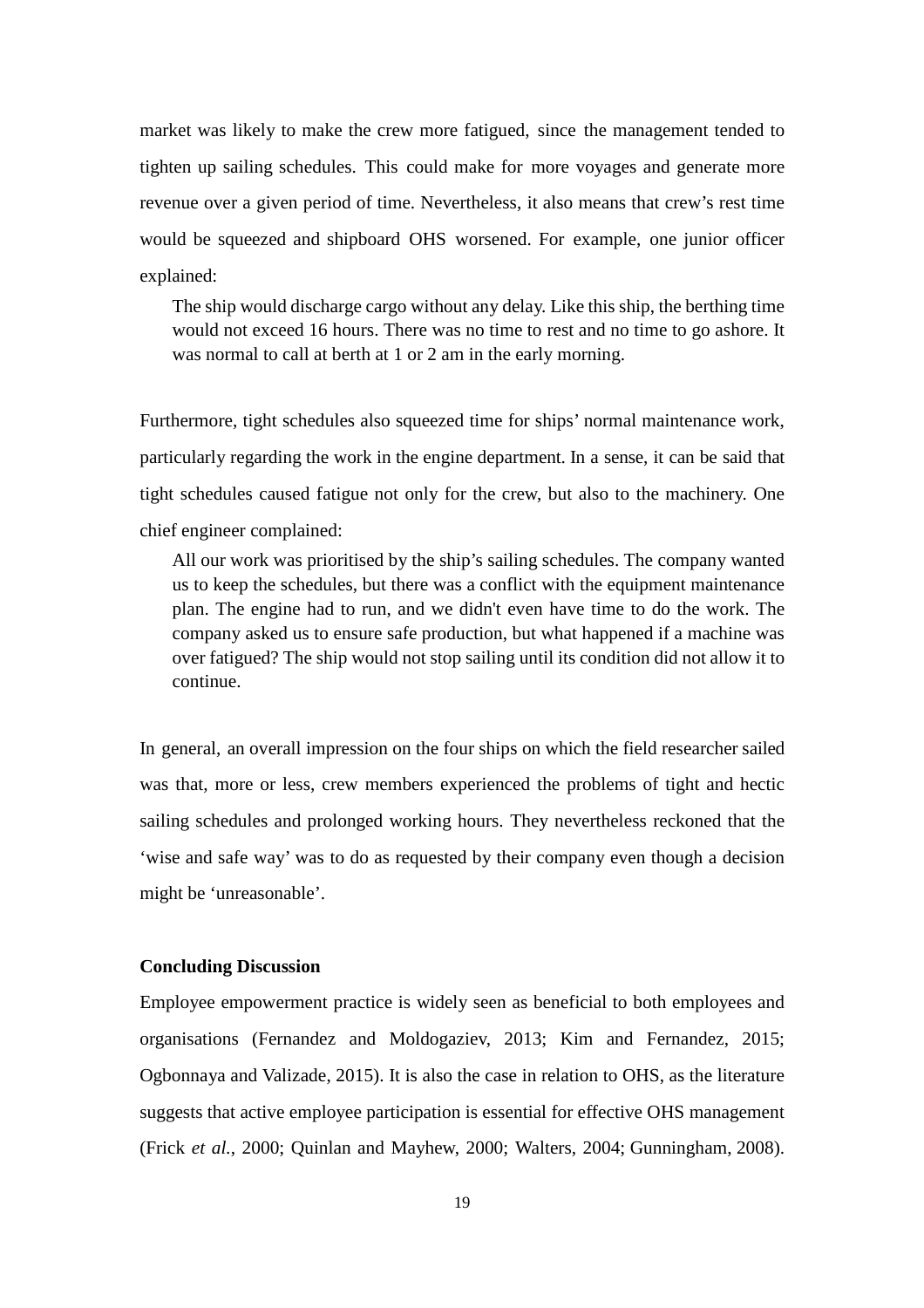market was likely to make the crew more fatigued, since the management tended to tighten up sailing schedules. This could make for more voyages and generate more revenue over a given period of time. Nevertheless, it also means that crew's rest time would be squeezed and shipboard OHS worsened. For example, one junior officer explained:

> The ship would discharge cargo without any delay. Like this ship, the berthing time would not exceed 16 hours. There was no time to rest and no time to go ashore. It was normal to call at berth at 1 or 2 am in the early morning.

Furthermore, tight schedules also squeezed time for ships' normal maintenance work, particularly regarding the work in the engine department. In a sense, it can be said that tight schedules caused fatigue not only for the crew, but also to the machinery. One chief engineer complained:

> All our work was prioritised by the ship's sailing schedules. The company wanted us to keep the schedules, but there was a conflict with the equipment maintenance plan. The engine had to run, and we didn't even have time to do the work. The company asked us to ensure safe production, but what happened if a machine was over fatigued? The ship would not stop sailing until its condition did not allow it to continue.

In general, an overall impression on the four ships on which the field researcher sailed was that, more or less, crew members experienced the problems of tight and hectic sailing schedules and prolonged working hours. They nevertheless reckoned that the 'wise and safe way' was to do as requested by their company even though a decision might be 'unreasonable'.

**Concluding Discussion**

Employee empowerment practice is widely seen as beneficial to both employees and organisations (Fernandez and Moldogaziev, 2013; Kim and Fernandez, 2015; Ogbonnaya and Valizade, 2015). It is also the case in relation to OHS, as the literature suggests that active employee participation is essential for effective OHS management (Frick *et al.*, 2000; Quinlan and Mayhew, 2000; Walters, 2004; Gunningham, 2008).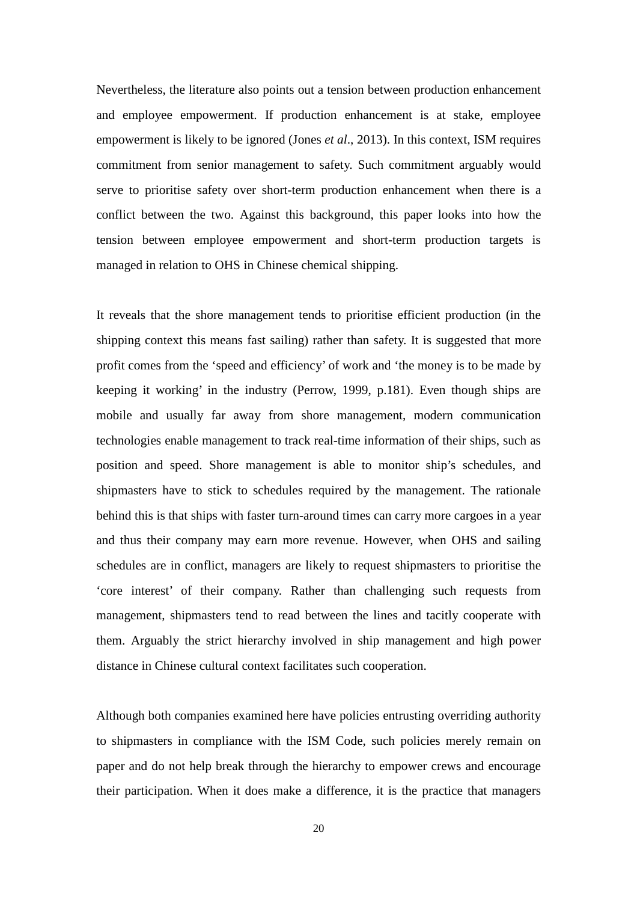Nevertheless, the literature also points out a tension between production enhancement and employee empowerment. If production enhancement is at stake, employee empowerment is likely to be ignored (Jones *et al*., 2013). In this context, ISM requires commitment from senior management to safety. Such commitment arguably would serve to prioritise safety over short-term production enhancement when there is a conflict between the two. Against this background, this paper looks into how the tension between employee empowerment and short-term production targets is managed in relation to OHS in Chinese chemical shipping.

It reveals that the shore management tends to prioritise efficient production (in the shipping context this means fast sailing) rather than safety. It is suggested that more profit comes from the 'speed and efficiency' of work and 'the money is to be made by keeping it working' in the industry (Perrow, 1999, p.181). Even though ships are mobile and usually far away from shore management, modern communication technologies enable management to track real-time information of their ships, such as position and speed. Shore management is able to monitor ship's schedules, and shipmasters have to stick to schedules required by the management. The rationale behind this is that ships with faster turn-around times can carry more cargoes in a year and thus their company may earn more revenue. However, when OHS and sailing schedules are in conflict, managers are likely to request shipmasters to prioritise the 'core interest' of their company. Rather than challenging such requests from management, shipmasters tend to read between the lines and tacitly cooperate with them. Arguably the strict hierarchy involved in ship management and high power distance in Chinese cultural context facilitates such cooperation.

Although both companies examined here have policies entrusting overriding authority to shipmasters in compliance with the ISM Code, such policies merely remain on paper and do not help break through the hierarchy to empower crews and encourage their participation. When it does make a difference, it is the practice that managers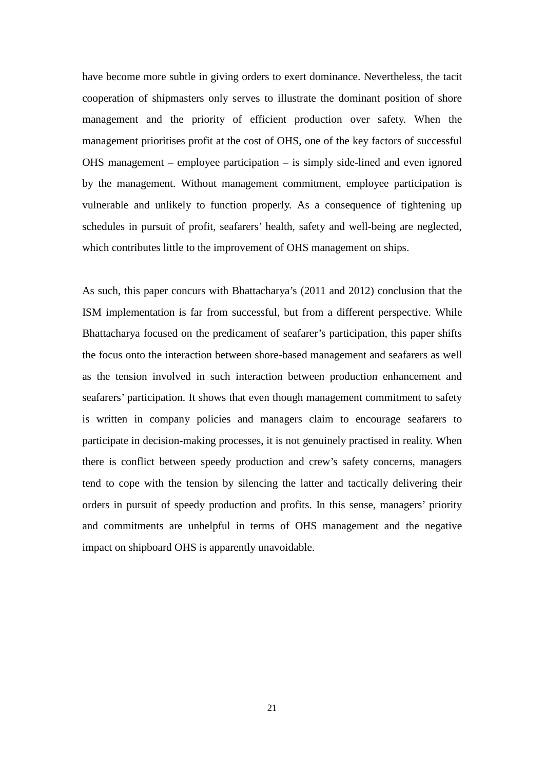have become more subtle in giving orders to exert dominance. Nevertheless, the tacit cooperation of shipmasters only serves to illustrate the dominant position of shore management and the priority of efficient production over safety. When the management prioritises profit at the cost of OHS, one of the key factors of successful OHS management – employee participation – is simply side-lined and even ignored by the management. Without management commitment, employee participation is vulnerable and unlikely to function properly. As a consequence of tightening up schedules in pursuit of profit, seafarers' health, safety and well-being are neglected, which contributes little to the improvement of OHS management on ships.

As such, this paper concurs with Bhattacharya's (2011 and 2012) conclusion that the ISM implementation is far from successful, but from a different perspective. While Bhattacharya focused on the predicament of seafarer's participation, this paper shifts the focus onto the interaction between shore-based management and seafarers as well as the tension involved in such interaction between production enhancement and seafarers' participation. It shows that even though management commitment to safety is written in company policies and managers claim to encourage seafarers to participate in decision-making processes, it is not genuinely practised in reality. When there is conflict between speedy production and crew's safety concerns, managers tend to cope with the tension by silencing the latter and tactically delivering their orders in pursuit of speedy production and profits. In this sense, managers' priority and commitments are unhelpful in terms of OHS management and the negative impact on shipboard OHS is apparently unavoidable.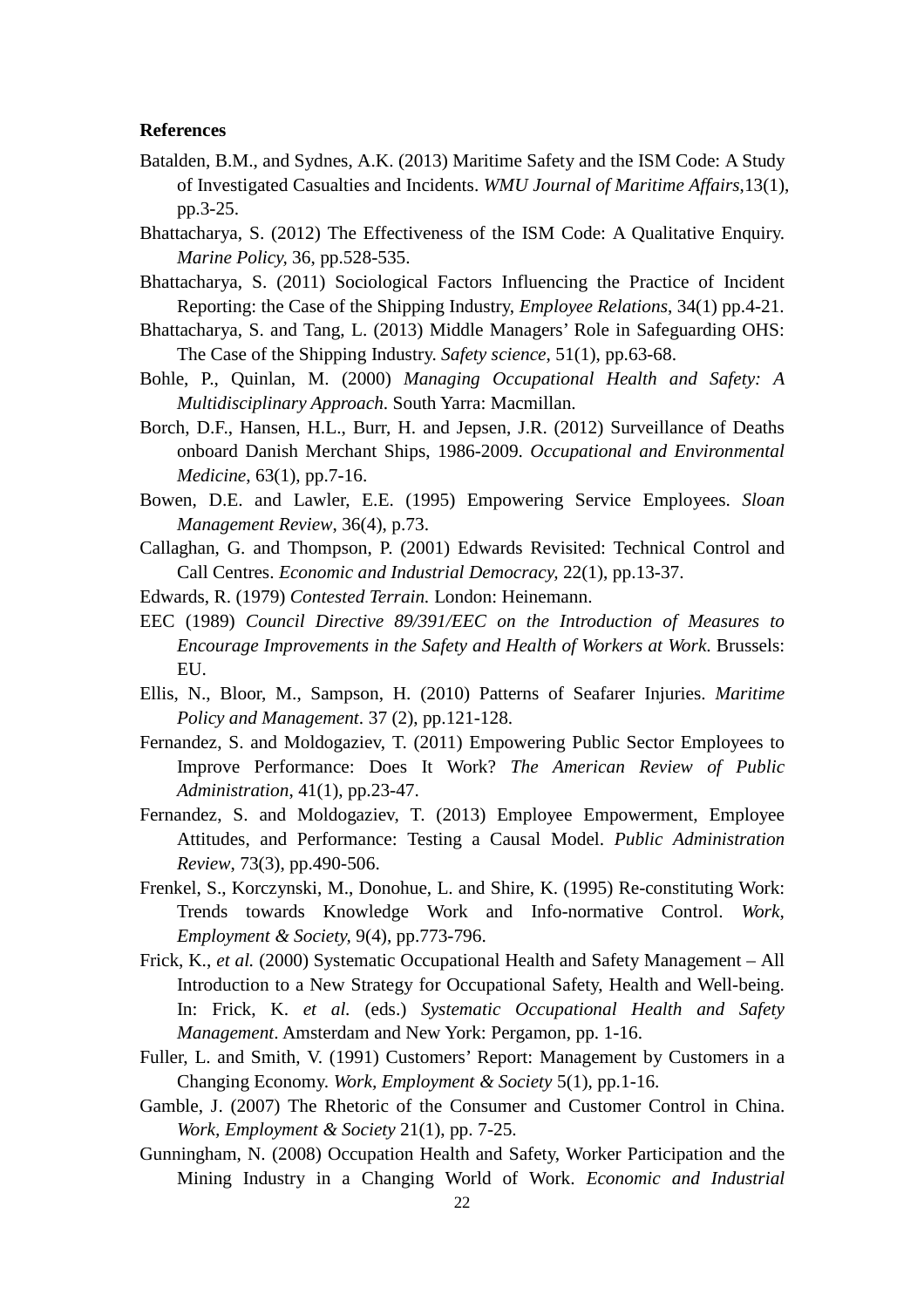**References**

Batalden, B.M., and Sydnes, A.K. (2013) Maritime Safety and the ISM Code: A Study of Investigated Casualties and Incidents. *WMU Journal of Maritime Affairs*,13(1), pp.3-25.

Bhattacharya, S. (2012) The Effectiveness of the ISM Code: A Qualitative Enquiry. *Marine Policy*, 36, pp.528-535.

Bhattacharya, S. (2011) Sociological Factors Influencing the Practice of Incident Reporting: the Case of the Shipping Industry, *Employee Relations*, 34(1) pp.4-21.

Bhattacharya, S. and Tang, L. (2013) Middle Managers' Role in Safeguarding OHS: The Case of the Shipping Industry. *Safety science*, 51(1), pp.63-68.

Bohle, P., Quinlan, M. (2000) *Managing Occupational Health and Safety: A Multidisciplinary Approach*. South Yarra: Macmillan.

Borch, D.F., Hansen, H.L., Burr, H. and Jepsen, J.R. (2012) Surveillance of Deaths onboard Danish Merchant Ships, 1986-2009. *Occupational and Environmental Medicine*, 63(1), pp.7-16.

Bowen, D.E. and Lawler, E.E. (1995) Empowering Service Employees. *Sloan Management Review*, 36(4), p.73.

Callaghan, G. and Thompson, P. (2001) Edwards Revisited: Technical Control and Call Centres. *Economic and Industrial Democracy*, 22(1), pp.13-37.

Edwards, R. (1979) *Contested Terrain.* London: Heinemann.

EEC (1989) *Council Directive 89/391/EEC on the Introduction of Measures to Encourage Improvements in the Safety and Health of Workers at Work*. Brussels: EU.

Ellis, N., Bloor, M., Sampson, H. (2010) Patterns of Seafarer Injuries. *Maritime Policy and Management*. 37 (2), pp.121-128.

Fernandez, S. and Moldogaziev, T. (2011) Empowering Public Sector Employees to Improve Performance: Does It Work? *The American Review of Public Administration*, 41(1), pp.23-47.

Fernandez, S. and Moldogaziev, T. (2013) Employee Empowerment, Employee Attitudes, and Performance: Testing a Causal Model. *Public Administration Review*, 73(3), pp.490-506.

Frenkel, S., Korczynski, M., Donohue, L. and Shire, K. (1995) Re-constituting Work: Trends towards Knowledge Work and Info-normative Control. *Work, Employment & Society,* 9(4), pp.773-796.

Frick, K., *et al.* (2000) Systematic Occupational Health and Safety Management – All Introduction to a New Strategy for Occupational Safety, Health and Well-being. In: Frick, K. *et al.* (eds.) *Systematic Occupational Health and Safety Management*. Amsterdam and New York: Pergamon, pp. 1-16.

Fuller, L. and Smith, V. (1991) Customers' Report: Management by Customers in a Changing Economy. *Work, Employment & Society* 5(1), pp.1-16.

Gamble, J. (2007) The Rhetoric of the Consumer and Customer Control in China. *Work, Employment & Society* 21(1), pp. 7-25.

Gunningham, N. (2008) Occupation Health and Safety, Worker Participation and the Mining Industry in a Changing World of Work. *Economic and Industrial*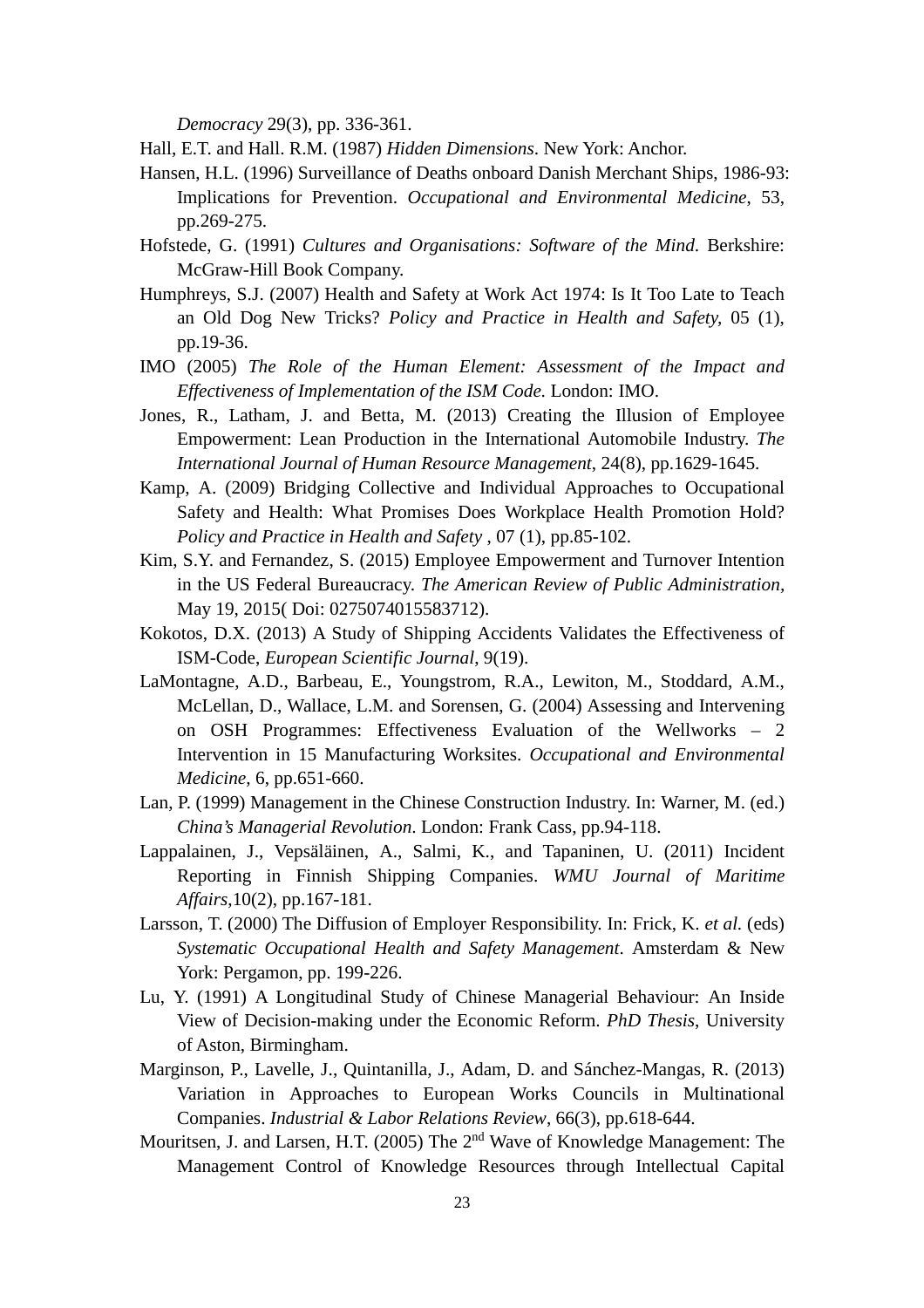*Democracy* 29(3), pp. 336-361.

Hall, E.T. and Hall. R.M. (1987) *Hidden Dimensions*. New York: Anchor.

Hansen, H.L. (1996) Surveillance of Deaths onboard Danish Merchant Ships, 1986-93: Implications for Prevention. *Occupational and Environmental Medicine*, 53, pp.269-275.

Hofstede, G. (1991) *Cultures and Organisations: Software of the Mind*. Berkshire: McGraw-Hill Book Company.

Humphreys, S.J. (2007) Health and Safety at Work Act 1974: Is It Too Late to Teach an Old Dog New Tricks? *Policy and Practice in Health and Safety,* 05 (1), pp.19-36.

IMO (2005) *The Role of the Human Element: Assessment of the Impact and Effectiveness of Implementation of the ISM Code.* London: IMO.

Jones, R., Latham, J. and Betta, M. (2013) Creating the Illusion of Employee Empowerment: Lean Production in the International Automobile Industry. *The International Journal of Human Resource Management*, 24(8), pp.1629-1645.

Kamp, A. (2009) Bridging Collective and Individual Approaches to Occupational Safety and Health: What Promises Does Workplace Health Promotion Hold? *Policy and Practice in Health and Safety* , 07 (1), pp.85-102.

Kim, S.Y. and Fernandez, S. (2015) Employee Empowerment and Turnover Intention in the US Federal Bureaucracy. *The American Review of Public Administration,* May 19, 2015( Doi: 0275074015583712).

Kokotos, D.X. (2013) A Study of Shipping Accidents Validates the Effectiveness of ISM-Code, *European Scientific Journal*, 9(19).

LaMontagne, A.D., Barbeau, E., Youngstrom, R.A., Lewiton, M., Stoddard, A.M., McLellan, D., Wallace, L.M. and Sorensen, G. (2004) Assessing and Intervening on OSH Programmes: Effectiveness Evaluation of the Wellworks – 2 Intervention in 15 Manufacturing Worksites. *Occupational and Environmental Medicine*, 6, pp.651-660.

Lan, P. (1999) Management in the Chinese Construction Industry. In: Warner, M. (ed.) *China's Managerial Revolution*. London: Frank Cass, pp.94-118.

Lappalainen, J., Vepsäläinen, A., Salmi, K., and Tapaninen, U. (2011) Incident Reporting in Finnish Shipping Companies. *WMU Journal of Maritime Affairs*,10(2), pp.167-181.

Larsson, T. (2000) The Diffusion of Employer Responsibility. In: Frick, K. *et al.* (eds) *Systematic Occupational Health and Safety Management*. Amsterdam & New York: Pergamon, pp. 199-226.

Lu, Y. (1991) A Longitudinal Study of Chinese Managerial Behaviour: An Inside View of Decision-making under the Economic Reform. *PhD Thesis*, University of Aston, Birmingham.

Marginson, P., Lavelle, J., Quintanilla, J., Adam, D. and Sánchez-Mangas, R. (2013) Variation in Approaches to European Works Councils in Multinational Companies. *Industrial & Labor Relations Review*, 66(3), pp.618-644.

Mouritsen, J. and Larsen, H.T. (2005) The 2nd Wave of Knowledge Management: The Management Control of Knowledge Resources through Intellectual Capital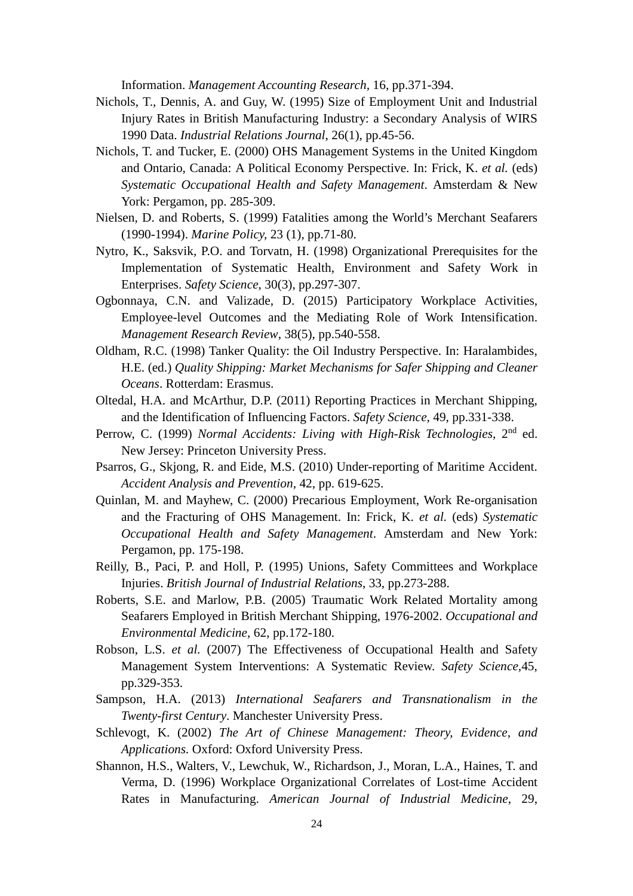Information. *Management Accounting Research*, 16, pp.371-394.

Nichols, T., Dennis, A. and Guy, W. (1995) Size of Employment Unit and Industrial Injury Rates in British Manufacturing Industry: a Secondary Analysis of WIRS 1990 Data. *Industrial Relations Journal*, 26(1), pp.45-56.

Nichols, T. and Tucker, E. (2000) OHS Management Systems in the United Kingdom and Ontario, Canada: A Political Economy Perspective. In: Frick, K. *et al.* (eds) *Systematic Occupational Health and Safety Management*. Amsterdam & New York: Pergamon, pp. 285-309.

Nielsen, D. and Roberts, S. (1999) Fatalities among the World's Merchant Seafarers (1990-1994). *Marine Policy*, 23 (1), pp.71-80.

Nytro, K., Saksvik, P.O. and Torvatn, H. (1998) Organizational Prerequisites for the Implementation of Systematic Health, Environment and Safety Work in Enterprises. *Safety Science*, 30(3), pp.297-307.

Ogbonnaya, C.N. and Valizade, D. (2015) Participatory Workplace Activities, Employee-level Outcomes and the Mediating Role of Work Intensification. *Management Research Review*, 38(5), pp.540-558.

Oldham, R.C. (1998) Tanker Quality: the Oil Industry Perspective. In: Haralambides, H.E. (ed.) *Quality Shipping: Market Mechanisms for Safer Shipping and Cleaner Oceans*. Rotterdam: Erasmus.

Oltedal, H.A. and McArthur, D.P. (2011) Reporting Practices in Merchant Shipping, and the Identification of Influencing Factors. *Safety Science*, 49, pp.331-338.

Perrow, C. (1999) *Normal Accidents: Living with High-Risk Technologies*, 2nd ed. New Jersey: Princeton University Press.

Psarros, G., Skjong, R. and Eide, M.S. (2010) Under-reporting of Maritime Accident. *Accident Analysis and Prevention*, 42, pp. 619-625.

Quinlan, M. and Mayhew, C. (2000) Precarious Employment, Work Re-organisation and the Fracturing of OHS Management. In: Frick, K. *et al.* (eds) *Systematic Occupational Health and Safety Management*. Amsterdam and New York: Pergamon, pp. 175-198.

Reilly, B., Paci, P. and Holl, P. (1995) Unions, Safety Committees and Workplace Injuries. *British Journal of Industrial Relations*, 33, pp.273-288.

Roberts, S.E. and Marlow, P.B. (2005) Traumatic Work Related Mortality among Seafarers Employed in British Merchant Shipping, 1976-2002. *Occupational and Environmental Medicine*, 62, pp.172-180.

Robson, L.S. *et al.* (2007) The Effectiveness of Occupational Health and Safety Management System Interventions: A Systematic Review. *Safety Science*,45, pp.329-353.

Sampson, H.A. (2013) *International Seafarers and Transnationalism in the Twenty-first Century*. Manchester University Press.

Schlevogt, K. (2002) *The Art of Chinese Management: Theory, Evidence, and Applications.* Oxford: Oxford University Press.

Shannon, H.S., Walters, V., Lewchuk, W., Richardson, J., Moran, L.A., Haines, T. and Verma, D. (1996) Workplace Organizational Correlates of Lost-time Accident Rates in Manufacturing. *American Journal of Industrial Medicine*, 29,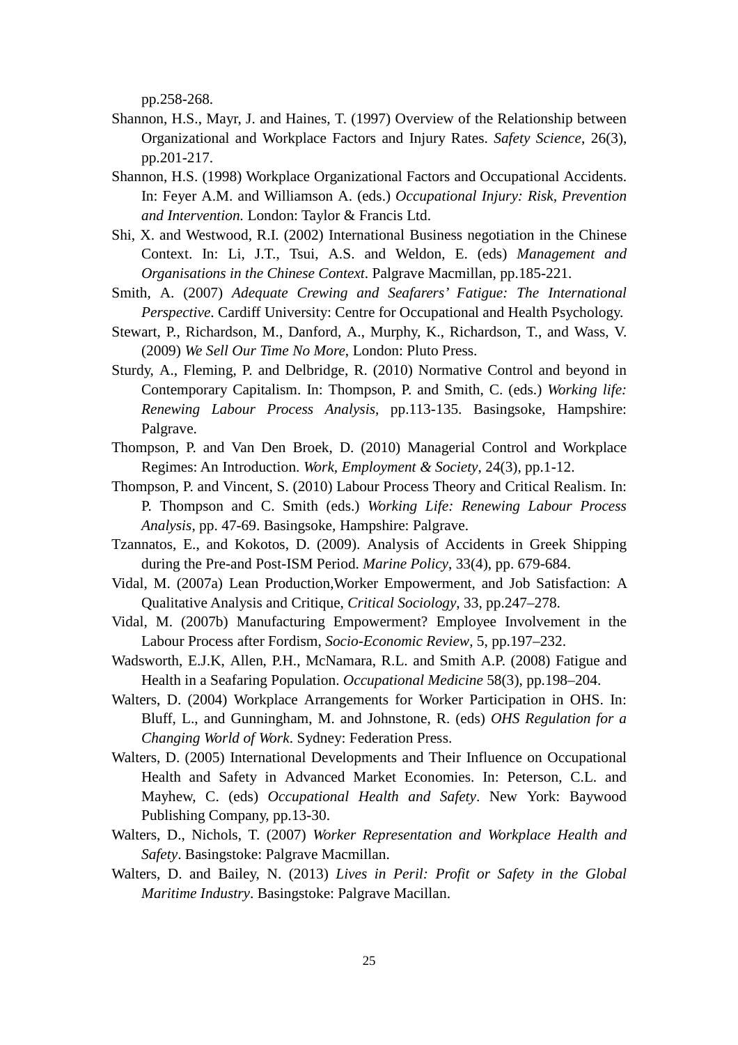pp.258-268.

Shannon, H.S., Mayr, J. and Haines, T. (1997) Overview of the Relationship between Organizational and Workplace Factors and Injury Rates. *Safety Science*, 26(3), pp.201-217.

Shannon, H.S. (1998) Workplace Organizational Factors and Occupational Accidents. In: Feyer A.M. and Williamson A. (eds.) *Occupational Injury: Risk, Prevention and Intervention.* London: Taylor & Francis Ltd.

Shi, X. and Westwood, R.I. (2002) International Business negotiation in the Chinese Context. In: Li, J.T., Tsui, A.S. and Weldon, E. (eds) *Management and Organisations in the Chinese Context*. Palgrave Macmillan, pp.185-221.

Smith, A. (2007) *Adequate Crewing and Seafarers' Fatigue: The International Perspective*. Cardiff University: Centre for Occupational and Health Psychology.

Stewart, P., Richardson, M., Danford, A., Murphy, K., Richardson, T., and Wass, V. (2009) *We Sell Our Time No More*, London: Pluto Press.

Sturdy, A., Fleming, P. and Delbridge, R. (2010) Normative Control and beyond in Contemporary Capitalism. In: Thompson, P. and Smith, C. (eds.) *Working life: Renewing Labour Process Analysis*, pp.113-135. Basingsoke, Hampshire: Palgrave.

Thompson, P. and Van Den Broek, D. (2010) Managerial Control and Workplace Regimes: An Introduction. *Work, Employment & Society*, 24(3), pp.1-12.

Thompson, P. and Vincent, S. (2010) Labour Process Theory and Critical Realism. In: P. Thompson and C. Smith (eds.) *Working Life: Renewing Labour Process Analysis*, pp. 47-69. Basingsoke, Hampshire: Palgrave.

Tzannatos, E., and Kokotos, D. (2009). Analysis of Accidents in Greek Shipping during the Pre-and Post-ISM Period. *Marine Policy*, 33(4), pp. 679-684.

Vidal, M. (2007a) Lean Production,Worker Empowerment, and Job Satisfaction: A Qualitative Analysis and Critique, *Critical Sociology*, 33, pp.247–278.

Vidal, M. (2007b) Manufacturing Empowerment? Employee Involvement in the Labour Process after Fordism, *Socio-Economic Review*, 5, pp.197–232.

Wadsworth, E.J.K, Allen, P.H., McNamara, R.L. and Smith A.P. (2008) Fatigue and Health in a Seafaring Population. *Occupational Medicine* 58(3), pp.198–204.

Walters, D. (2004) Workplace Arrangements for Worker Participation in OHS. In: Bluff, L., and Gunningham, M. and Johnstone, R. (eds) *OHS Regulation for a Changing World of Work*. Sydney: Federation Press.

Walters, D. (2005) International Developments and Their Influence on Occupational Health and Safety in Advanced Market Economies. In: Peterson, C.L. and Mayhew, C. (eds) *Occupational Health and Safety*. New York: Baywood Publishing Company, pp.13-30.

Walters, D., Nichols, T. (2007) *Worker Representation and Workplace Health and Safety*. Basingstoke: Palgrave Macmillan.

Walters, D. and Bailey, N. (2013) *Lives in Peril: Profit or Safety in the Global Maritime Industry*. Basingstoke: Palgrave Macillan.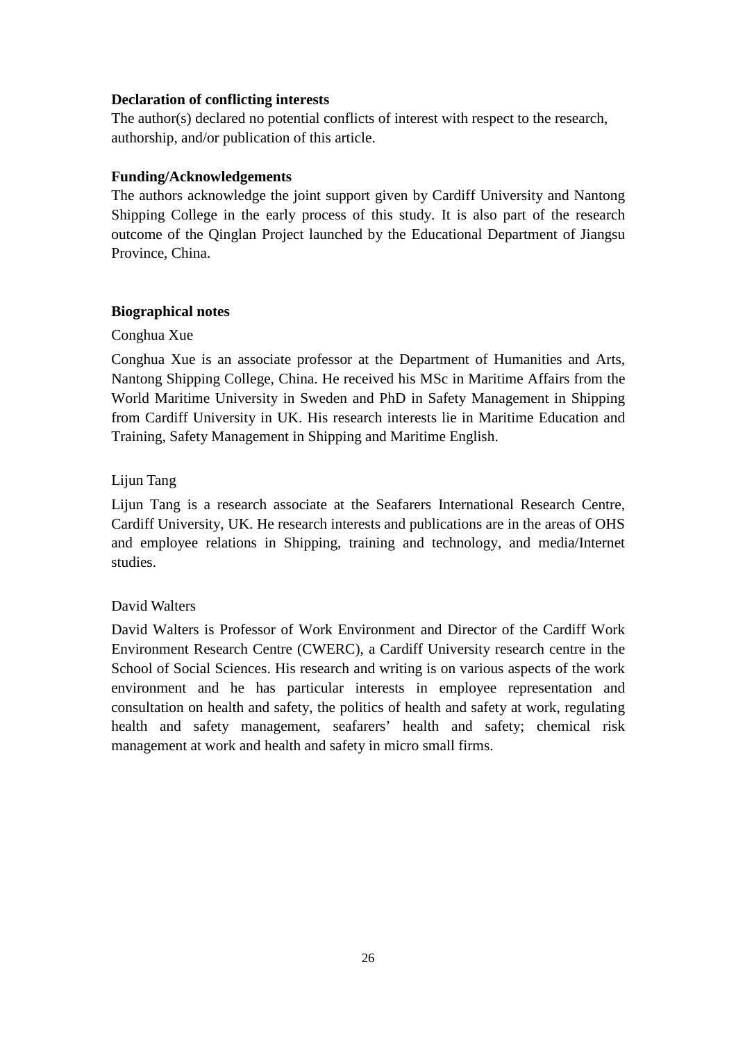**Declaration of conflicting interests**

The author(s) declared no potential conflicts of interest with respect to the research, authorship, and/or publication of this article.

**Funding/Acknowledgements**

The authors acknowledge the joint support given by Cardiff University and Nantong Shipping College in the early process of this study. It is also part of the research outcome of the Qinglan Project launched by the Educational Department of Jiangsu Province, China.

**Biographical notes**

Conghua Xue

Conghua Xue is an associate professor at the Department of Humanities and Arts, Nantong Shipping College, China. He received his MSc in Maritime Affairs from the World Maritime University in Sweden and PhD in Safety Management in Shipping from Cardiff University in UK. His research interests lie in Maritime Education and Training, Safety Management in Shipping and Maritime English.

Lijun Tang

Lijun Tang is a research associate at the Seafarers International Research Centre, Cardiff University, UK. He research interests and publications are in the areas of OHS and employee relations in Shipping, training and technology, and media/Internet studies.

David Walters

David Walters is Professor of Work Environment and Director of the Cardiff Work Environment Research Centre (CWERC), a Cardiff University research centre in the School of Social Sciences. His research and writing is on various aspects of the work environment and he has particular interests in employee representation and consultation on health and safety, the politics of health and safety at work, regulating health and safety management, seafarers' health and safety; chemical risk management at work and health and safety in micro small firms.